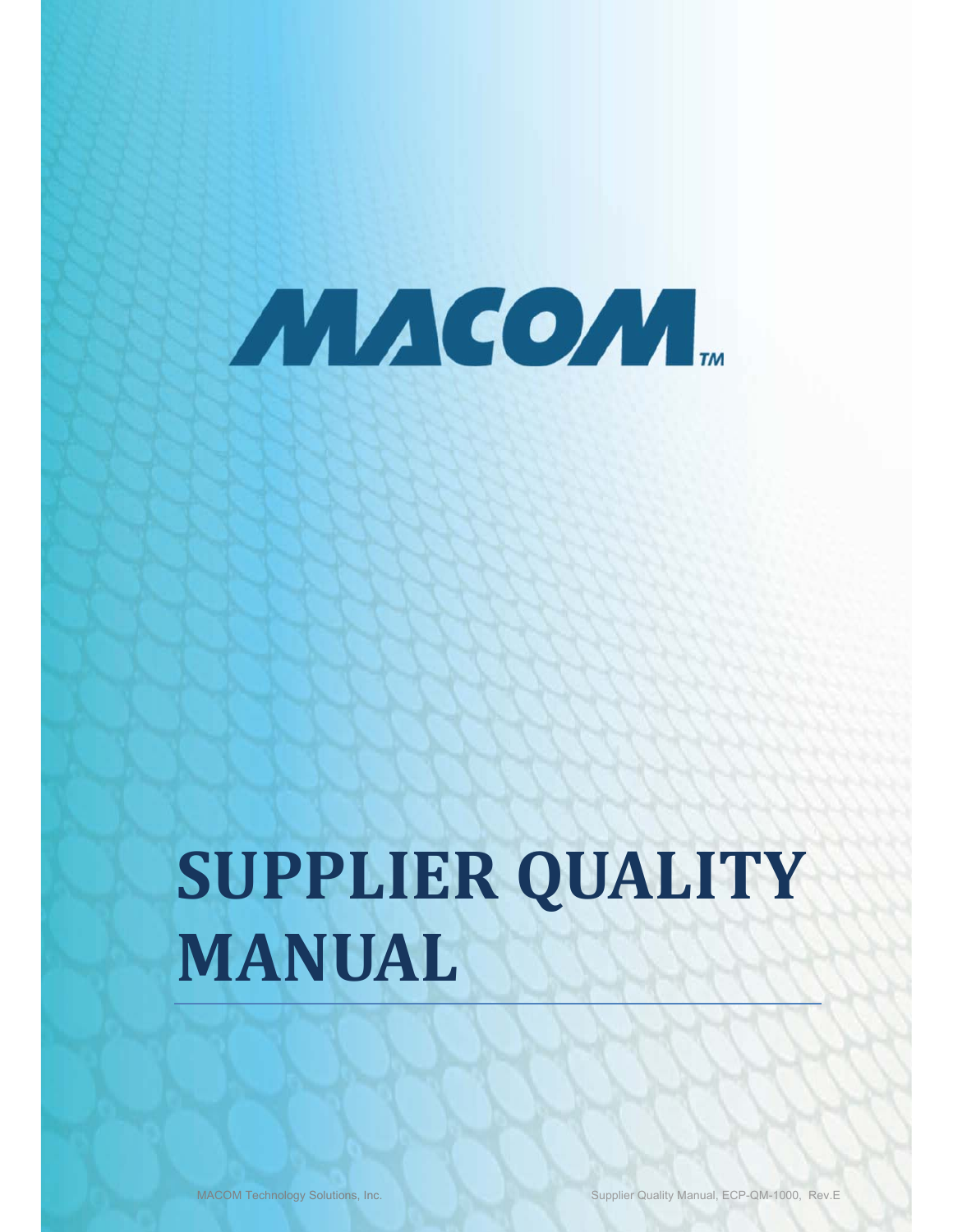MACOM™

# SUPPLIER QUALITY MANUAL

MACOM Technology Solutions, Inc. Supplier Quality Manual, ECP-QM-1000, Rev.E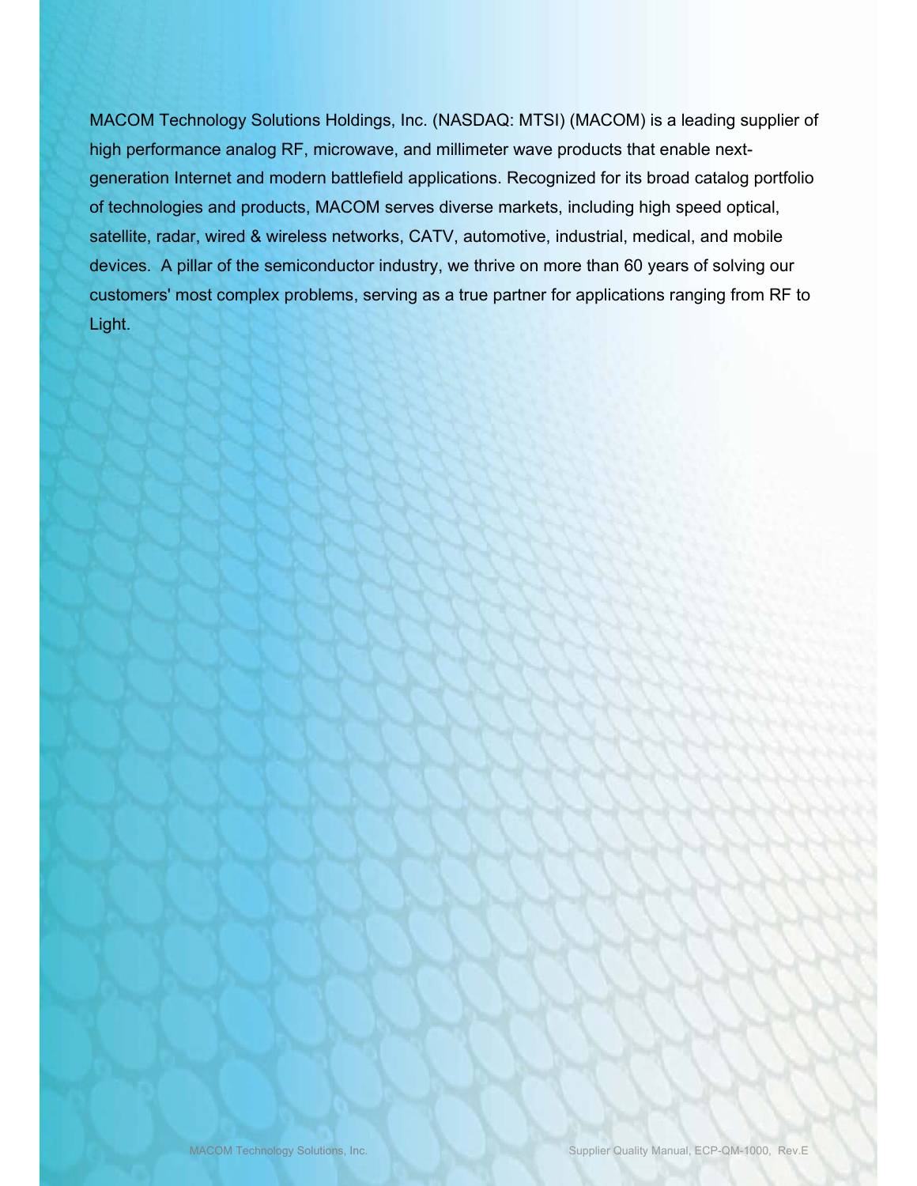MACOM Technology Solutions Holdings, Inc. (NASDAQ: MTSI) (MACOM) is a leading supplier of high performance analog RF, microwave, and millimeter wave products that enable next-generation Internet and modern battlefield applications. Recognized for its broad catalog portfolio of technologies and products, MACOM serves diverse markets, including high speed optical, satellite, radar, wired & wireless networks, CATV, automotive, industrial, medical, and mobile devices. A pillar of the semiconductor industry, we thrive on more than 60 years of solving our customers' most complex problems, serving as a true partner for applications ranging from RF to Light.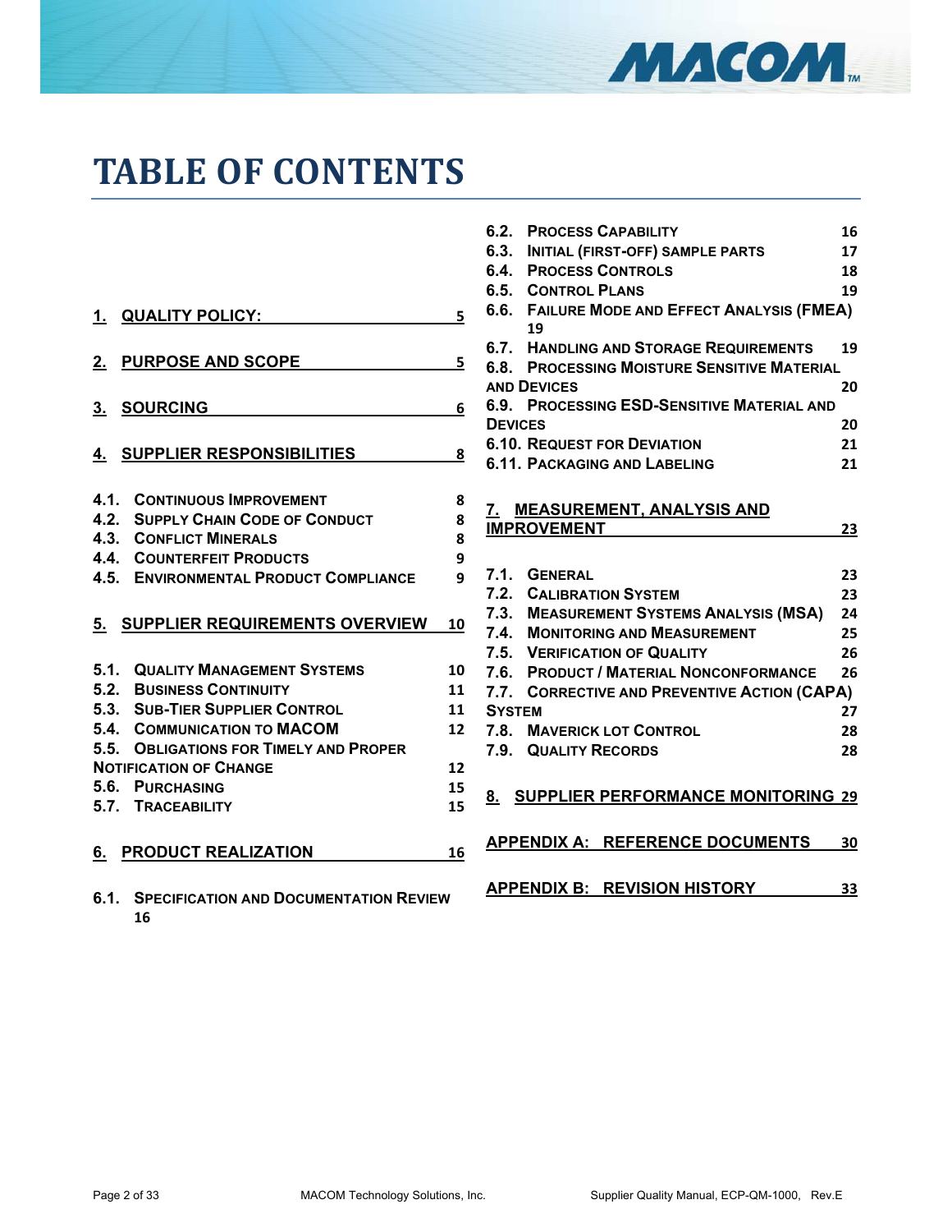# TABLE OF CONTENTS

1. QUALITY POLICY: 5

2. PURPOSE AND SCOPE 5

3. SOURCING 6

4. SUPPLIER RESPONSIBILITIES 8

- 4.1. CONTINUOUS IMPROVEMENT 8
- 4.2. SUPPLY CHAIN CODE OF CONDUCT 8
- 4.3. CONFLICT MINERALS 8
- 4.4. COUNTERFEIT PRODUCTS 9
- 4.5. ENVIRONMENTAL PRODUCT COMPLIANCE 9

5. SUPPLIER REQUIREMENTS OVERVIEW 10

- 5.1. QUALITY MANAGEMENT SYSTEMS 10
- 5.2. BUSINESS CONTINUITY 11
- 5.3. SUB-TIER SUPPLIER CONTROL 11
- 5.4. COMMUNICATION TO MACOM 12
- 5.5. OBLIGATIONS FOR TIMELY AND PROPER NOTIFICATION OF CHANGE 12
- 5.6. PURCHASING 15
- 5.7. TRACEABILITY 15

6. PRODUCT REALIZATION 16

- 6.1. SPECIFICATION AND DOCUMENTATION REVIEW 16
- 6.2. PROCESS CAPABILITY 16
- 6.3. INITIAL (FIRST-OFF) SAMPLE PARTS 17
- 6.4. PROCESS CONTROLS 18
- 6.5. CONTROL PLANS 19
- 6.6. FAILURE MODE AND EFFECT ANALYSIS (FMEA) 19
- 6.7. HANDLING AND STORAGE REQUIREMENTS 19
- 6.8. PROCESSING MOISTURE SENSITIVE MATERIAL AND DEVICES 20
- 6.9. PROCESSING ESD-SENSITIVE MATERIAL AND DEVICES 20
- 6.10. REQUEST FOR DEVIATION 21
- 6.11. PACKAGING AND LABELING 21

7. MEASUREMENT, ANALYSIS AND IMPROVEMENT 23

- 7.1. GENERAL 23
- 7.2. CALIBRATION SYSTEM 23
- 7.3. MEASUREMENT SYSTEMS ANALYSIS (MSA) 24
- 7.4. MONITORING AND MEASUREMENT 25
- 7.5. VERIFICATION OF QUALITY 26
- 7.6. PRODUCT / MATERIAL NONCONFORMANCE 26
- 7.7. CORRECTIVE AND PREVENTIVE ACTION (CAPA) SYSTEM 27
- 7.8. MAVERICK LOT CONTROL 28
- 7.9. QUALITY RECORDS 28

8. SUPPLIER PERFORMANCE MONITORING 29

APPENDIX A: REFERENCE DOCUMENTS 30

APPENDIX B: REVISION HISTORY 33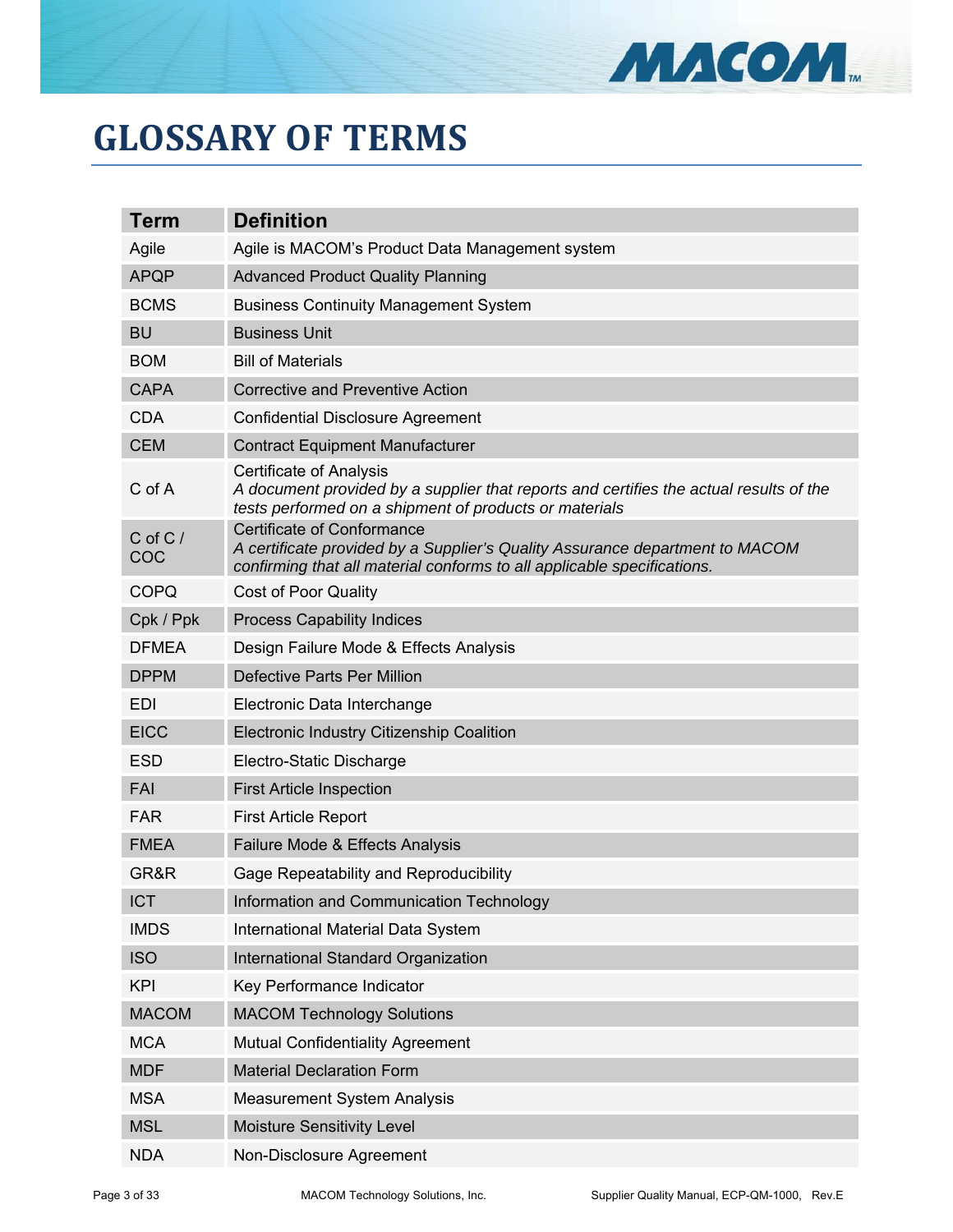# GLOSSARY OF TERMS

| Term | Definition |
|---|---|
| Agile | Agile is MACOM's Product Data Management system |
| APQP | Advanced Product Quality Planning |
| BCMS | Business Continuity Management System |
| BU | Business Unit |
| BOM | Bill of Materials |
| CAPA | Corrective and Preventive Action |
| CDA | Confidential Disclosure Agreement |
| CEM | Contract Equipment Manufacturer |
| C of A | Certificate of Analysis<br>*A document provided by a supplier that reports and certifies the actual results of the tests performed on a shipment of products or materials* |
| C of C / COC | Certificate of Conformance<br>*A certificate provided by a Supplier's Quality Assurance department to MACOM confirming that all material conforms to all applicable specifications.* |
| COPQ | Cost of Poor Quality |
| Cpk / Ppk | Process Capability Indices |
| DFMEA | Design Failure Mode & Effects Analysis |
| DPPM | Defective Parts Per Million |
| EDI | Electronic Data Interchange |
| EICC | Electronic Industry Citizenship Coalition |
| ESD | Electro-Static Discharge |
| FAI | First Article Inspection |
| FAR | First Article Report |
| FMEA | Failure Mode & Effects Analysis |
| GR&R | Gage Repeatability and Reproducibility |
| ICT | Information and Communication Technology |
| IMDS | International Material Data System |
| ISO | International Standard Organization |
| KPI | Key Performance Indicator |
| MACOM | MACOM Technology Solutions |
| MCA | Mutual Confidentiality Agreement |
| MDF | Material Declaration Form |
| MSA | Measurement System Analysis |
| MSL | Moisture Sensitivity Level |
| NDA | Non-Disclosure Agreement |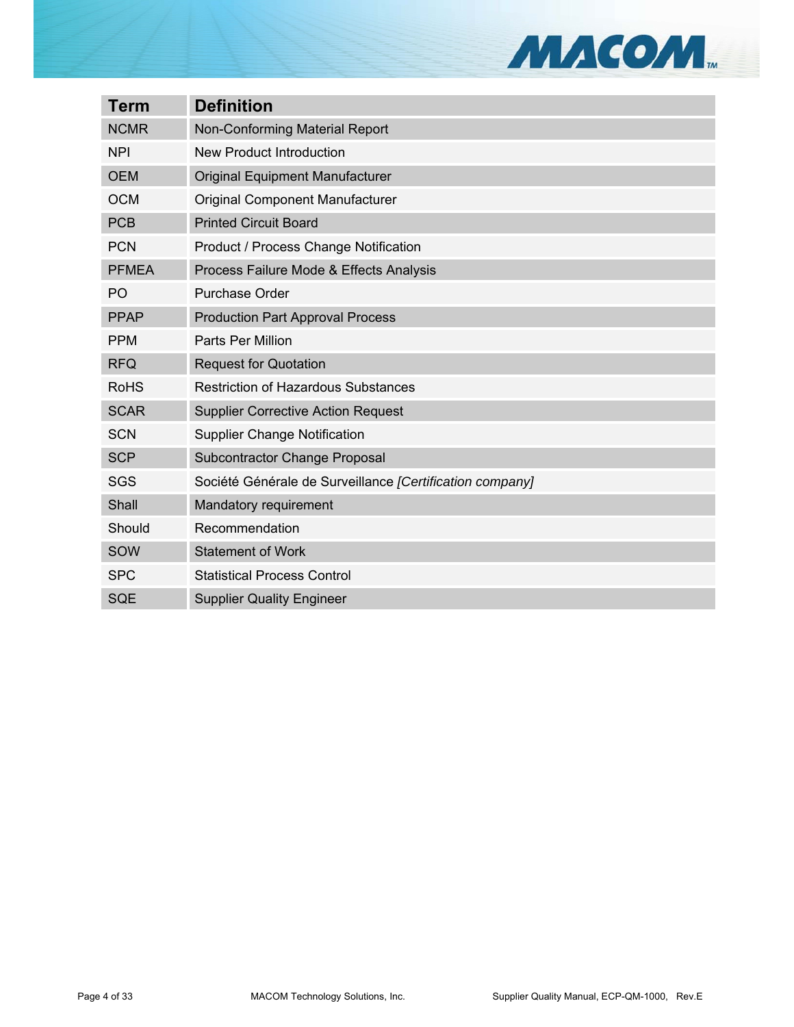| Term | Definition |
|---|---|
| NCMR | Non-Conforming Material Report |
| NPI | New Product Introduction |
| OEM | Original Equipment Manufacturer |
| OCM | Original Component Manufacturer |
| PCB | Printed Circuit Board |
| PCN | Product / Process Change Notification |
| PFMEA | Process Failure Mode & Effects Analysis |
| PO | Purchase Order |
| PPAP | Production Part Approval Process |
| PPM | Parts Per Million |
| RFQ | Request for Quotation |
| RoHS | Restriction of Hazardous Substances |
| SCAR | Supplier Corrective Action Request |
| SCN | Supplier Change Notification |
| SCP | Subcontractor Change Proposal |
| SGS | Société Générale de Surveillance *[Certification company]* |
| Shall | Mandatory requirement |
| Should | Recommendation |
| SOW | Statement of Work |
| SPC | Statistical Process Control |
| SQE | Supplier Quality Engineer |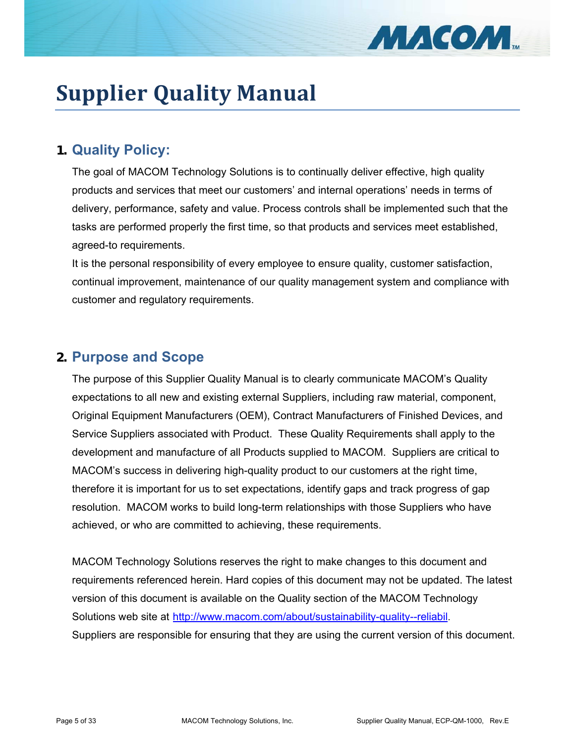# Supplier Quality Manual

## 1. Quality Policy:

The goal of MACOM Technology Solutions is to continually deliver effective, high quality products and services that meet our customers' and internal operations' needs in terms of delivery, performance, safety and value. Process controls shall be implemented such that the tasks are performed properly the first time, so that products and services meet established, agreed-to requirements.

It is the personal responsibility of every employee to ensure quality, customer satisfaction, continual improvement, maintenance of our quality management system and compliance with customer and regulatory requirements.

## 2. Purpose and Scope

The purpose of this Supplier Quality Manual is to clearly communicate MACOM's Quality expectations to all new and existing external Suppliers, including raw material, component, Original Equipment Manufacturers (OEM), Contract Manufacturers of Finished Devices, and Service Suppliers associated with Product. These Quality Requirements shall apply to the development and manufacture of all Products supplied to MACOM. Suppliers are critical to MACOM's success in delivering high-quality product to our customers at the right time, therefore it is important for us to set expectations, identify gaps and track progress of gap resolution. MACOM works to build long-term relationships with those Suppliers who have achieved, or who are committed to achieving, these requirements.

MACOM Technology Solutions reserves the right to make changes to this document and requirements referenced herein. Hard copies of this document may not be updated. The latest version of this document is available on the Quality section of the MACOM Technology Solutions web site at [http://www.macom.com/about/sustainability-quality--reliabil](http://www.macom.com/about/sustainability-quality--reliabil). Suppliers are responsible for ensuring that they are using the current version of this document.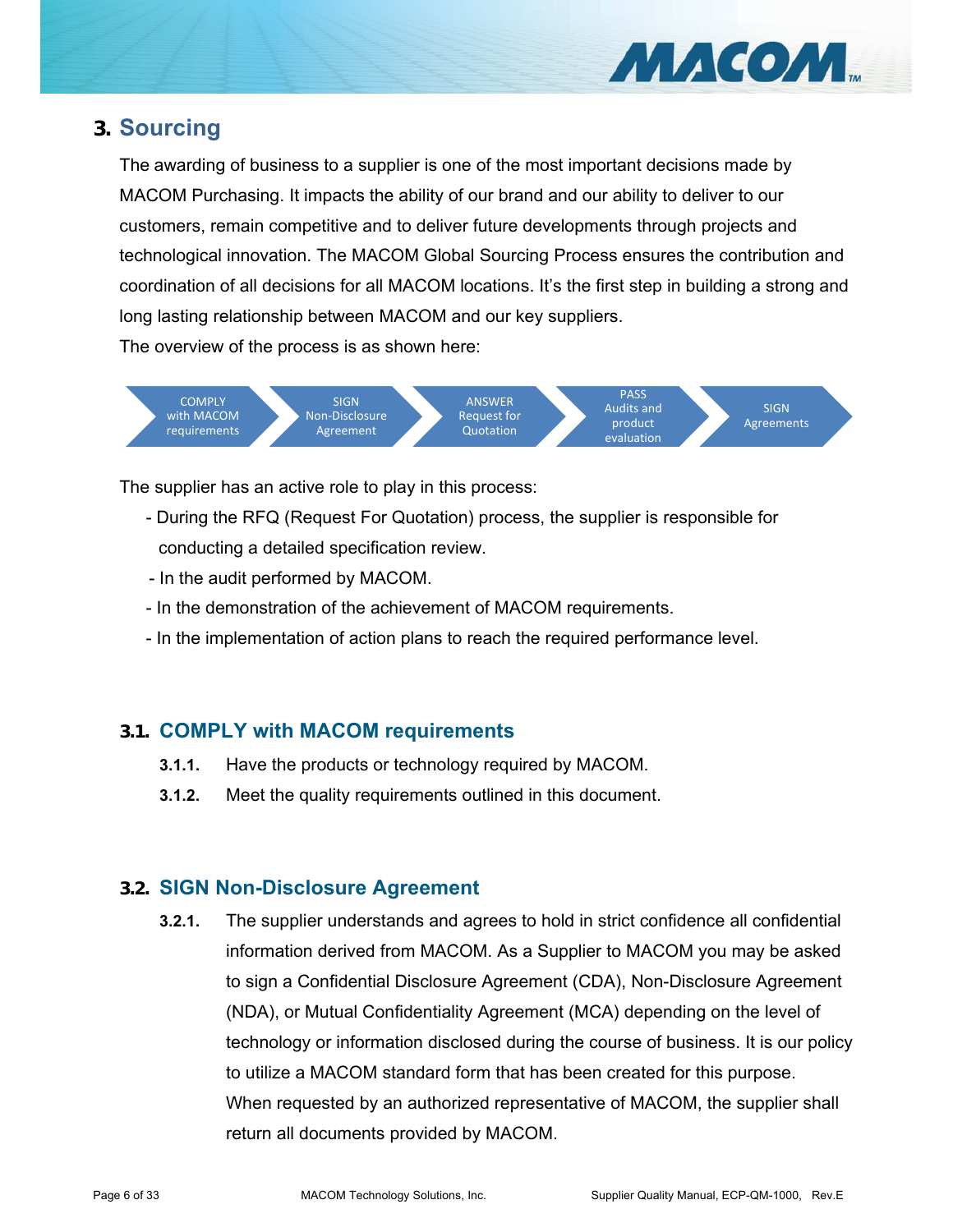# 3. Sourcing

The awarding of business to a supplier is one of the most important decisions made by MACOM Purchasing. It impacts the ability of our brand and our ability to deliver to our customers, remain competitive and to deliver future developments through projects and technological innovation. The MACOM Global Sourcing Process ensures the contribution and coordination of all decisions for all MACOM locations. It's the first step in building a strong and long lasting relationship between MACOM and our key suppliers.

The overview of the process is as shown here:

COMPLY with MACOM requirements → SIGN Non-Disclosure Agreement → ANSWER Request for Quotation → PASS Audits and product evaluation → SIGN Agreements

The supplier has an active role to play in this process:

- During the RFQ (Request For Quotation) process, the supplier is responsible for conducting a detailed specification review.
- In the audit performed by MACOM.
- In the demonstration of the achievement of MACOM requirements.
- In the implementation of action plans to reach the required performance level.

## 3.1. COMPLY with MACOM requirements

**3.1.1.** Have the products or technology required by MACOM.

**3.1.2.** Meet the quality requirements outlined in this document.

## 3.2. SIGN Non-Disclosure Agreement

**3.2.1.** The supplier understands and agrees to hold in strict confidence all confidential information derived from MACOM. As a Supplier to MACOM you may be asked to sign a Confidential Disclosure Agreement (CDA), Non-Disclosure Agreement (NDA), or Mutual Confidentiality Agreement (MCA) depending on the level of technology or information disclosed during the course of business. It is our policy to utilize a MACOM standard form that has been created for this purpose. When requested by an authorized representative of MACOM, the supplier shall return all documents provided by MACOM.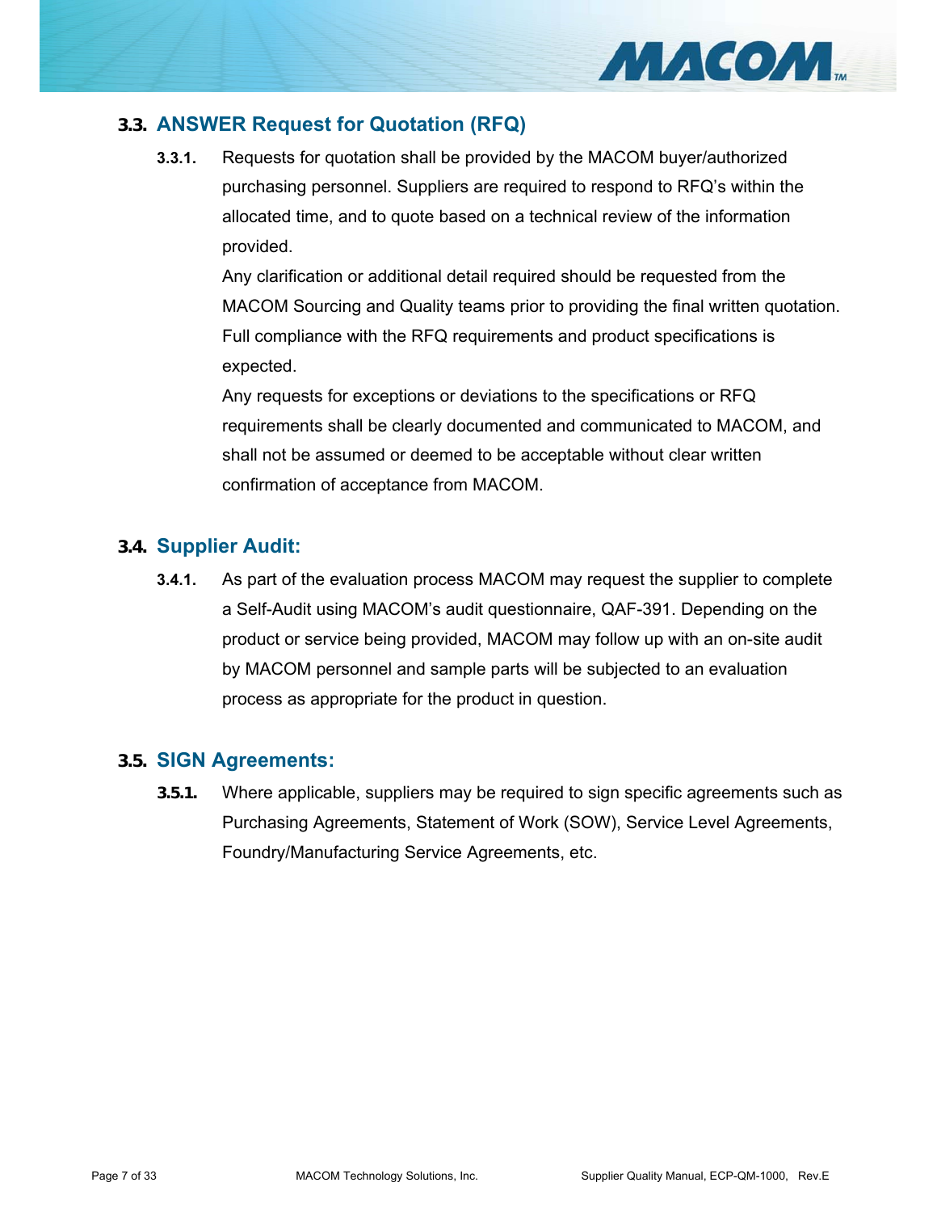### 3.3. ANSWER Request for Quotation (RFQ)

**3.3.1.** Requests for quotation shall be provided by the MACOM buyer/authorized purchasing personnel. Suppliers are required to respond to RFQ's within the allocated time, and to quote based on a technical review of the information provided.

Any clarification or additional detail required should be requested from the MACOM Sourcing and Quality teams prior to providing the final written quotation. Full compliance with the RFQ requirements and product specifications is expected.

Any requests for exceptions or deviations to the specifications or RFQ requirements shall be clearly documented and communicated to MACOM, and shall not be assumed or deemed to be acceptable without clear written confirmation of acceptance from MACOM.

### 3.4. Supplier Audit:

**3.4.1.** As part of the evaluation process MACOM may request the supplier to complete a Self-Audit using MACOM's audit questionnaire, QAF-391. Depending on the product or service being provided, MACOM may follow up with an on-site audit by MACOM personnel and sample parts will be subjected to an evaluation process as appropriate for the product in question.

### 3.5. SIGN Agreements:

**3.5.1.** Where applicable, suppliers may be required to sign specific agreements such as Purchasing Agreements, Statement of Work (SOW), Service Level Agreements, Foundry/Manufacturing Service Agreements, etc.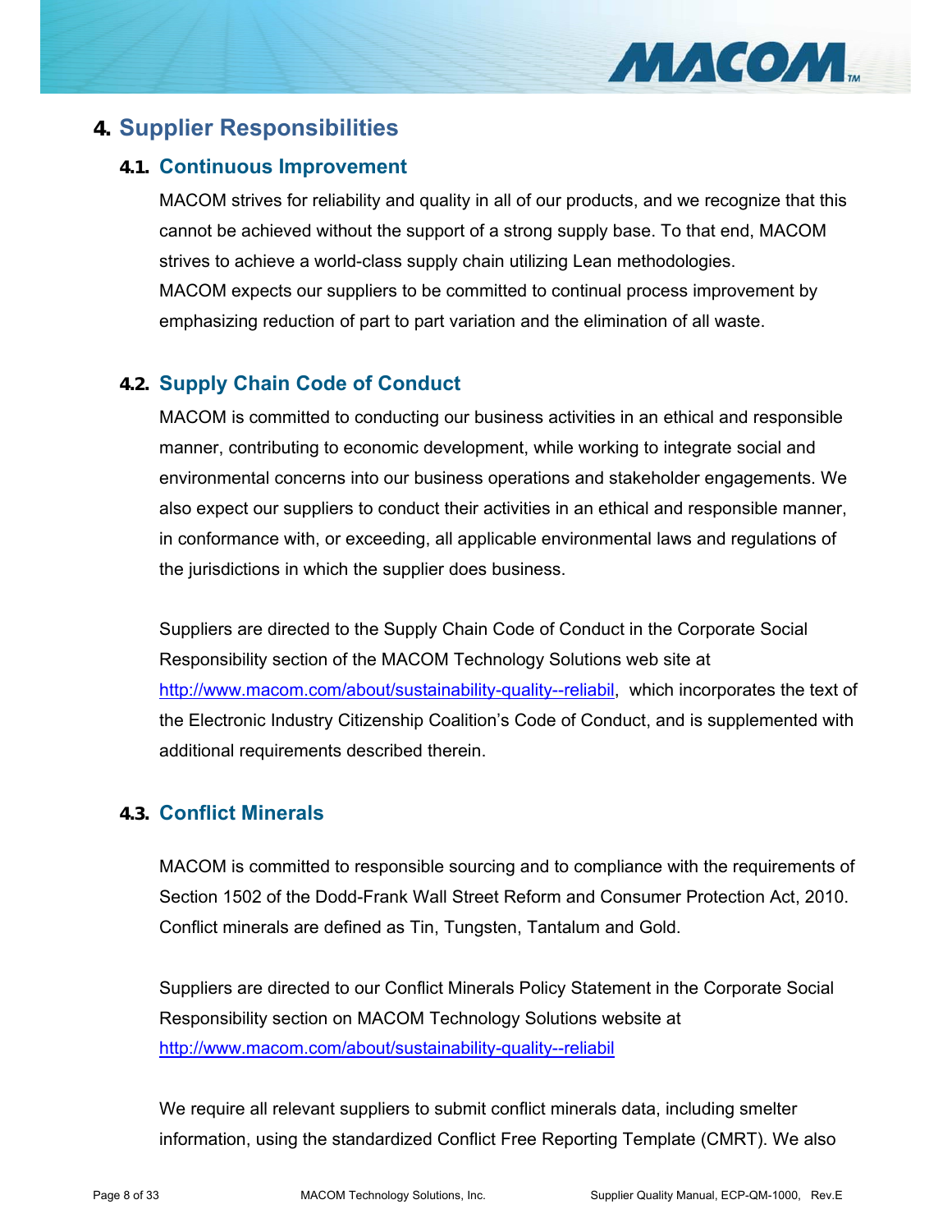# 4. Supplier Responsibilities

## 4.1. Continuous Improvement

MACOM strives for reliability and quality in all of our products, and we recognize that this cannot be achieved without the support of a strong supply base. To that end, MACOM strives to achieve a world-class supply chain utilizing Lean methodologies.
MACOM expects our suppliers to be committed to continual process improvement by emphasizing reduction of part to part variation and the elimination of all waste.

## 4.2. Supply Chain Code of Conduct

MACOM is committed to conducting our business activities in an ethical and responsible manner, contributing to economic development, while working to integrate social and environmental concerns into our business operations and stakeholder engagements. We also expect our suppliers to conduct their activities in an ethical and responsible manner, in conformance with, or exceeding, all applicable environmental laws and regulations of the jurisdictions in which the supplier does business.

Suppliers are directed to the Supply Chain Code of Conduct in the Corporate Social Responsibility section of the MACOM Technology Solutions web site at http://www.macom.com/about/sustainability-quality--reliabil, which incorporates the text of the Electronic Industry Citizenship Coalition's Code of Conduct, and is supplemented with additional requirements described therein.

## 4.3. Conflict Minerals

MACOM is committed to responsible sourcing and to compliance with the requirements of Section 1502 of the Dodd-Frank Wall Street Reform and Consumer Protection Act, 2010. Conflict minerals are defined as Tin, Tungsten, Tantalum and Gold.

Suppliers are directed to our Conflict Minerals Policy Statement in the Corporate Social Responsibility section on MACOM Technology Solutions website at http://www.macom.com/about/sustainability-quality--reliabil

We require all relevant suppliers to submit conflict minerals data, including smelter information, using the standardized Conflict Free Reporting Template (CMRT). We also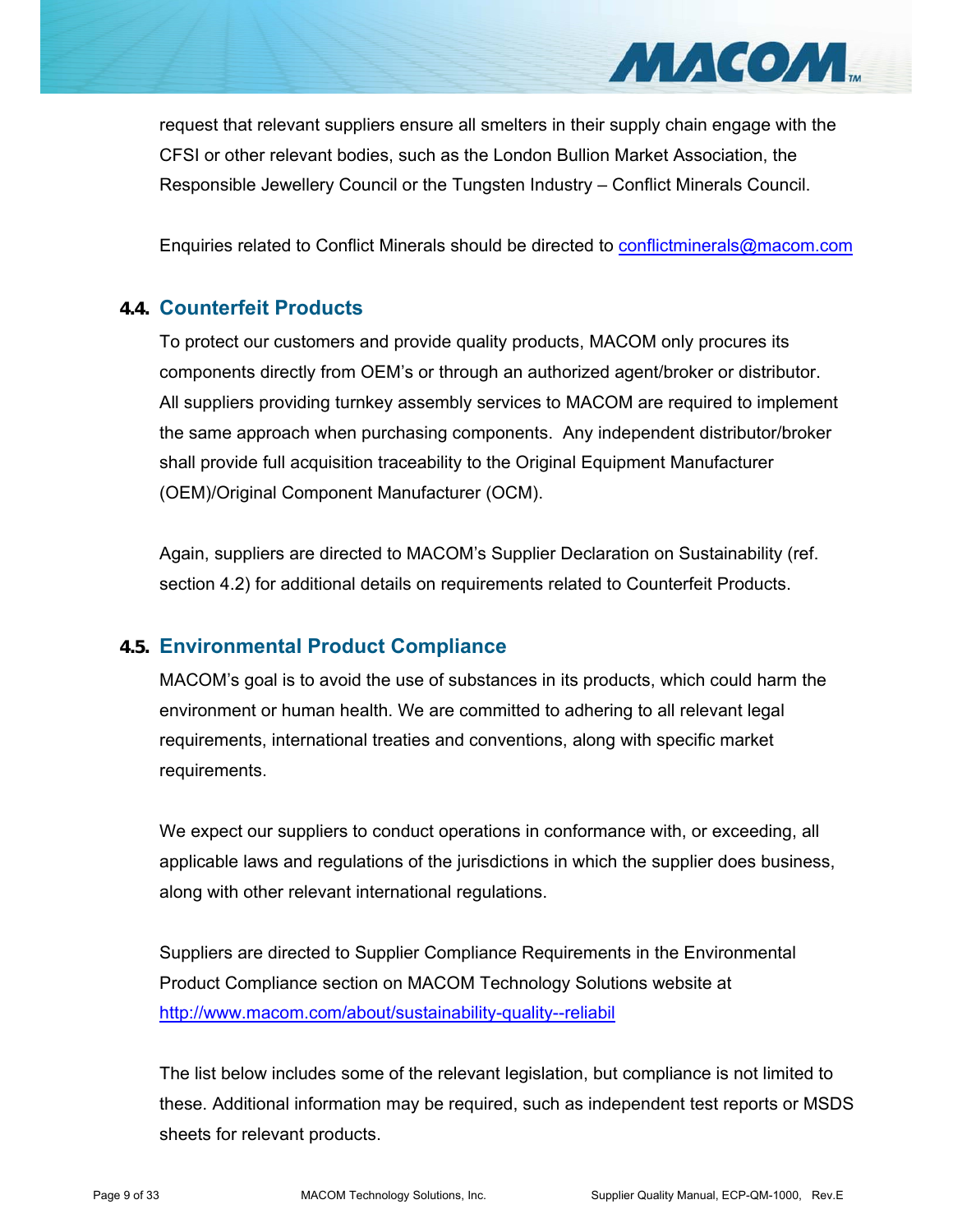request that relevant suppliers ensure all smelters in their supply chain engage with the CFSI or other relevant bodies, such as the London Bullion Market Association, the Responsible Jewellery Council or the Tungsten Industry – Conflict Minerals Council.

Enquiries related to Conflict Minerals should be directed to [conflictminerals@macom.com](mailto:conflictminerals@macom.com)

### 4.4. Counterfeit Products

To protect our customers and provide quality products, MACOM only procures its components directly from OEM's or through an authorized agent/broker or distributor. All suppliers providing turnkey assembly services to MACOM are required to implement the same approach when purchasing components. Any independent distributor/broker shall provide full acquisition traceability to the Original Equipment Manufacturer (OEM)/Original Component Manufacturer (OCM).

Again, suppliers are directed to MACOM's Supplier Declaration on Sustainability (ref. section 4.2) for additional details on requirements related to Counterfeit Products.

### 4.5. Environmental Product Compliance

MACOM's goal is to avoid the use of substances in its products, which could harm the environment or human health. We are committed to adhering to all relevant legal requirements, international treaties and conventions, along with specific market requirements.

We expect our suppliers to conduct operations in conformance with, or exceeding, all applicable laws and regulations of the jurisdictions in which the supplier does business, along with other relevant international regulations.

Suppliers are directed to Supplier Compliance Requirements in the Environmental Product Compliance section on MACOM Technology Solutions website at [http://www.macom.com/about/sustainability-quality--reliabil](http://www.macom.com/about/sustainability-quality--reliabil)

The list below includes some of the relevant legislation, but compliance is not limited to these. Additional information may be required, such as independent test reports or MSDS sheets for relevant products.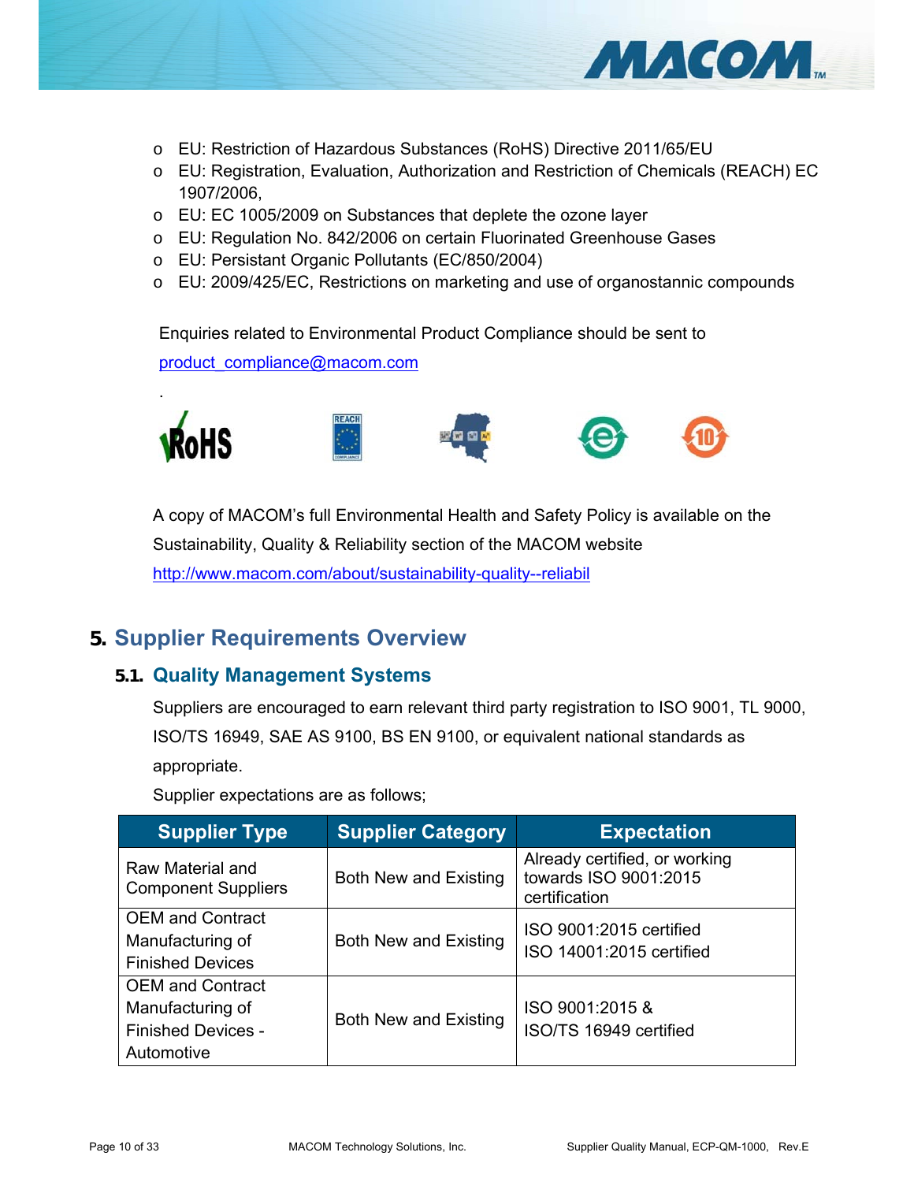- EU: Restriction of Hazardous Substances (RoHS) Directive 2011/65/EU
- EU: Registration, Evaluation, Authorization and Restriction of Chemicals (REACH) EC 1907/2006,
- EU: EC 1005/2009 on Substances that deplete the ozone layer
- EU: Regulation No. 842/2006 on certain Fluorinated Greenhouse Gases
- EU: Persistant Organic Pollutants (EC/850/2004)
- EU: 2009/425/EC, Restrictions on marketing and use of organostannic compounds

Enquiries related to Environmental Product Compliance should be sent to [product_compliance@macom.com](mailto:product_compliance@macom.com)

.

A copy of MACOM's full Environmental Health and Safety Policy is available on the Sustainability, Quality & Reliability section of the MACOM website [http://www.macom.com/about/sustainability-quality--reliabil](http://www.macom.com/about/sustainability-quality--reliabil)

# 5. Supplier Requirements Overview

## 5.1. Quality Management Systems

Suppliers are encouraged to earn relevant third party registration to ISO 9001, TL 9000, ISO/TS 16949, SAE AS 9100, BS EN 9100, or equivalent national standards as appropriate.

Supplier expectations are as follows;

| Supplier Type | Supplier Category | Expectation |
|---|---|---|
| Raw Material and Component Suppliers | Both New and Existing | Already certified, or working towards ISO 9001:2015 certification |
| OEM and Contract Manufacturing of Finished Devices | Both New and Existing | ISO 9001:2015 certified<br>ISO 14001:2015 certified |
| OEM and Contract Manufacturing of Finished Devices - Automotive | Both New and Existing | ISO 9001:2015 &<br>ISO/TS 16949 certified |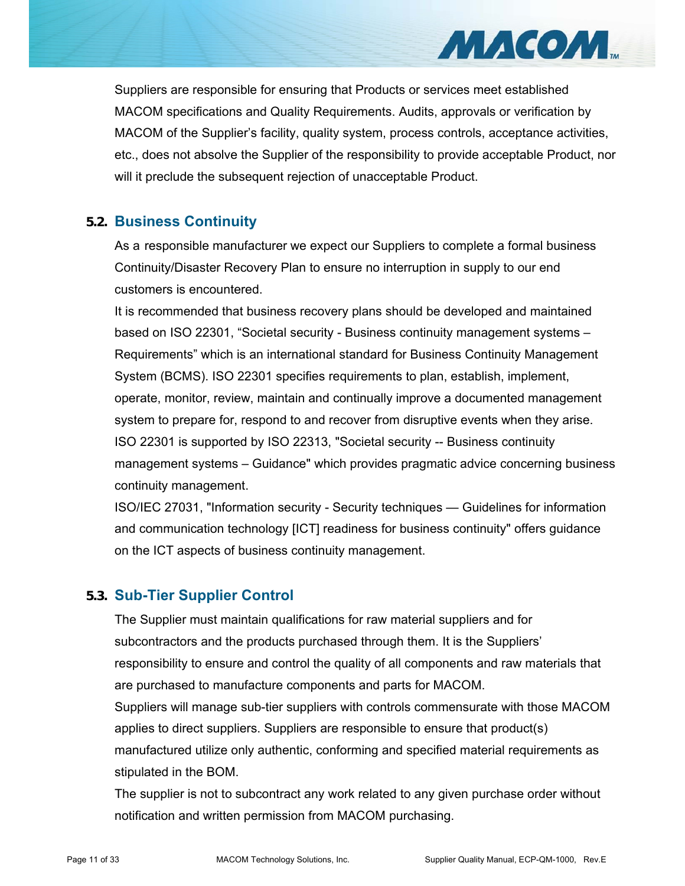Suppliers are responsible for ensuring that Products or services meet established MACOM specifications and Quality Requirements. Audits, approvals or verification by MACOM of the Supplier's facility, quality system, process controls, acceptance activities, etc., does not absolve the Supplier of the responsibility to provide acceptable Product, nor will it preclude the subsequent rejection of unacceptable Product.

## 5.2. Business Continuity

As a responsible manufacturer we expect our Suppliers to complete a formal business Continuity/Disaster Recovery Plan to ensure no interruption in supply to our end customers is encountered.

It is recommended that business recovery plans should be developed and maintained based on ISO 22301, "Societal security - Business continuity management systems – Requirements" which is an international standard for Business Continuity Management System (BCMS). ISO 22301 specifies requirements to plan, establish, implement, operate, monitor, review, maintain and continually improve a documented management system to prepare for, respond to and recover from disruptive events when they arise. ISO 22301 is supported by ISO 22313, "Societal security -- Business continuity management systems – Guidance" which provides pragmatic advice concerning business continuity management.

ISO/IEC 27031, "Information security - Security techniques — Guidelines for information and communication technology [ICT] readiness for business continuity" offers guidance on the ICT aspects of business continuity management.

## 5.3. Sub-Tier Supplier Control

The Supplier must maintain qualifications for raw material suppliers and for subcontractors and the products purchased through them. It is the Suppliers' responsibility to ensure and control the quality of all components and raw materials that are purchased to manufacture components and parts for MACOM.

Suppliers will manage sub-tier suppliers with controls commensurate with those MACOM applies to direct suppliers. Suppliers are responsible to ensure that product(s) manufactured utilize only authentic, conforming and specified material requirements as stipulated in the BOM.

The supplier is not to subcontract any work related to any given purchase order without notification and written permission from MACOM purchasing.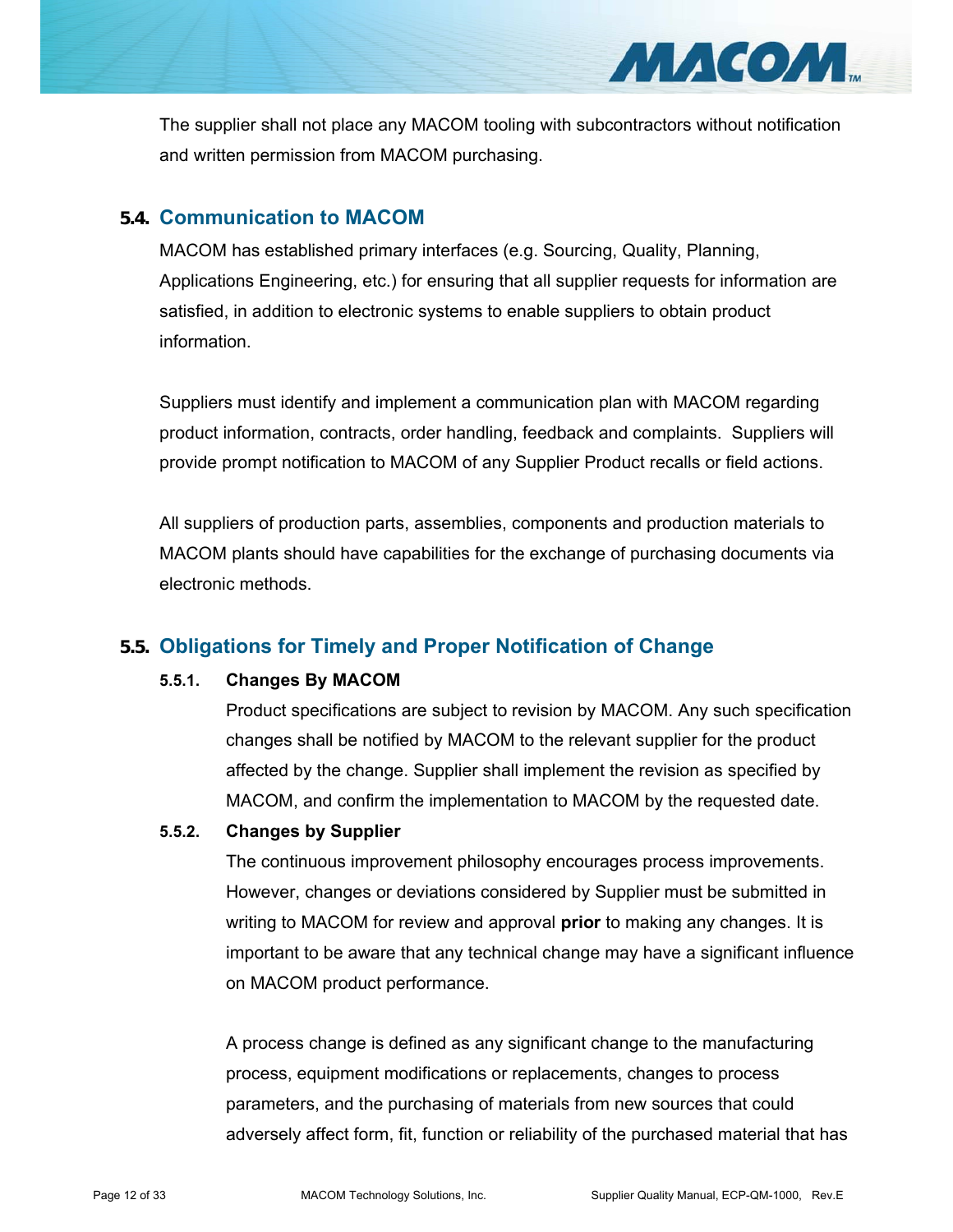The supplier shall not place any MACOM tooling with subcontractors without notification and written permission from MACOM purchasing.

## 5.4. Communication to MACOM

MACOM has established primary interfaces (e.g. Sourcing, Quality, Planning, Applications Engineering, etc.) for ensuring that all supplier requests for information are satisfied, in addition to electronic systems to enable suppliers to obtain product information.

Suppliers must identify and implement a communication plan with MACOM regarding product information, contracts, order handling, feedback and complaints. Suppliers will provide prompt notification to MACOM of any Supplier Product recalls or field actions.

All suppliers of production parts, assemblies, components and production materials to MACOM plants should have capabilities for the exchange of purchasing documents via electronic methods.

## 5.5. Obligations for Timely and Proper Notification of Change

### 5.5.1. Changes By MACOM

Product specifications are subject to revision by MACOM. Any such specification changes shall be notified by MACOM to the relevant supplier for the product affected by the change. Supplier shall implement the revision as specified by MACOM, and confirm the implementation to MACOM by the requested date.

### 5.5.2. Changes by Supplier

The continuous improvement philosophy encourages process improvements. However, changes or deviations considered by Supplier must be submitted in writing to MACOM for review and approval **prior** to making any changes. It is important to be aware that any technical change may have a significant influence on MACOM product performance.

A process change is defined as any significant change to the manufacturing process, equipment modifications or replacements, changes to process parameters, and the purchasing of materials from new sources that could adversely affect form, fit, function or reliability of the purchased material that has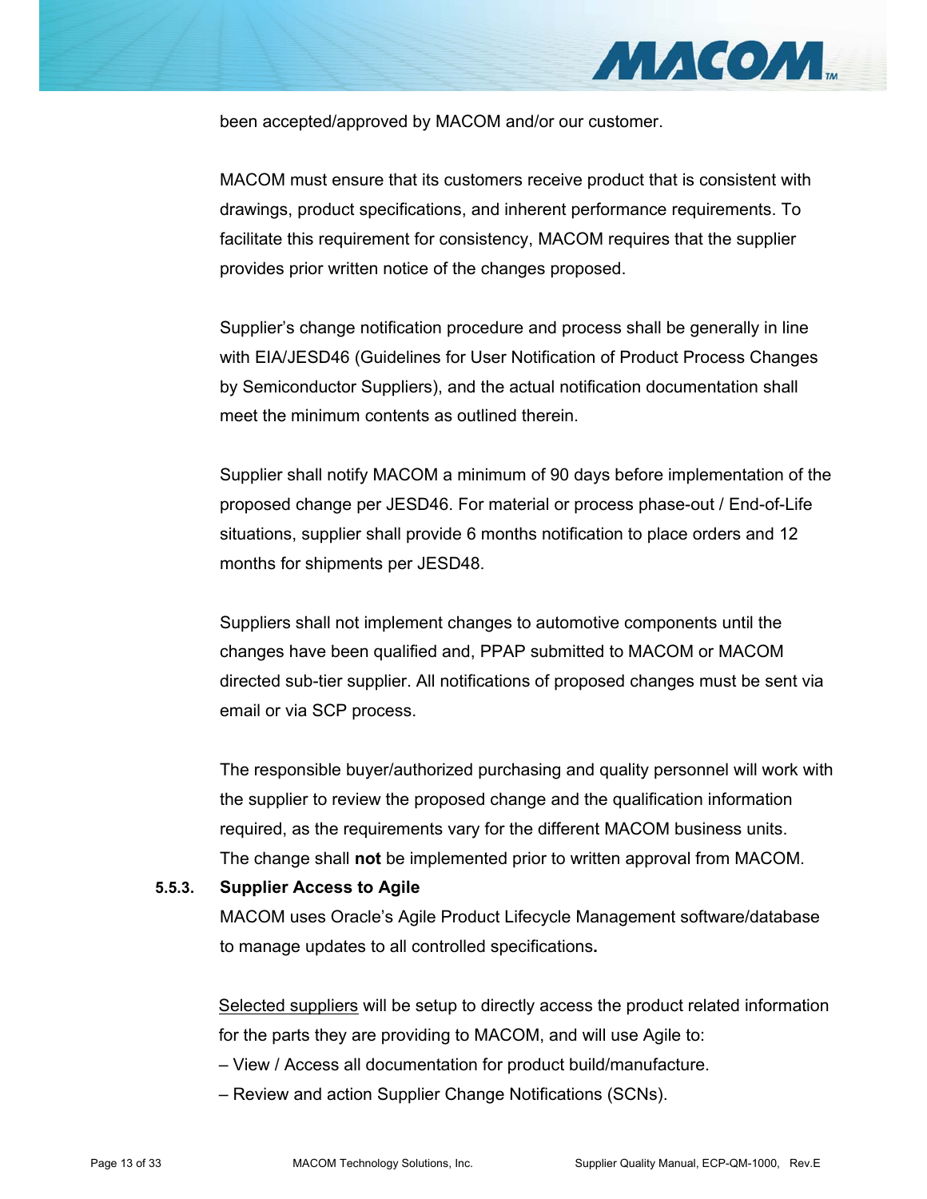been accepted/approved by MACOM and/or our customer.

MACOM must ensure that its customers receive product that is consistent with drawings, product specifications, and inherent performance requirements. To facilitate this requirement for consistency, MACOM requires that the supplier provides prior written notice of the changes proposed.

Supplier's change notification procedure and process shall be generally in line with EIA/JESD46 (Guidelines for User Notification of Product Process Changes by Semiconductor Suppliers), and the actual notification documentation shall meet the minimum contents as outlined therein.

Supplier shall notify MACOM a minimum of 90 days before implementation of the proposed change per JESD46. For material or process phase-out / End-of-Life situations, supplier shall provide 6 months notification to place orders and 12 months for shipments per JESD48.

Suppliers shall not implement changes to automotive components until the changes have been qualified and, PPAP submitted to MACOM or MACOM directed sub-tier supplier. All notifications of proposed changes must be sent via email or via SCP process.

The responsible buyer/authorized purchasing and quality personnel will work with the supplier to review the proposed change and the qualification information required, as the requirements vary for the different MACOM business units. The change shall **not** be implemented prior to written approval from MACOM.

#### 5.5.3. Supplier Access to Agile

MACOM uses Oracle's Agile Product Lifecycle Management software/database to manage updates to all controlled specifications**.**

<u>Selected suppliers</u> will be setup to directly access the product related information for the parts they are providing to MACOM, and will use Agile to:

– View / Access all documentation for product build/manufacture.

– Review and action Supplier Change Notifications (SCNs).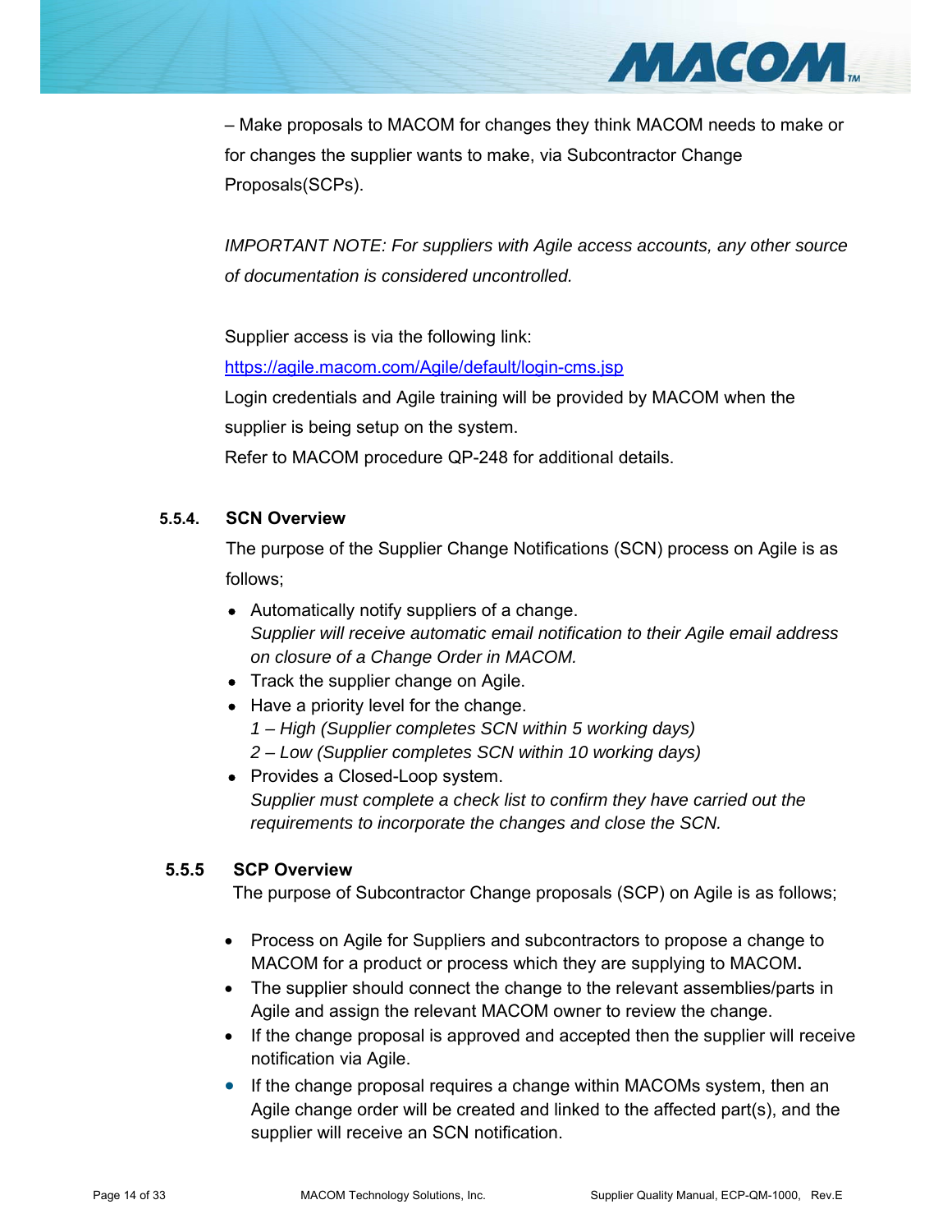– Make proposals to MACOM for changes they think MACOM needs to make or for changes the supplier wants to make, via Subcontractor Change Proposals(SCPs).

*IMPORTANT NOTE: For suppliers with Agile access accounts, any other source of documentation is considered uncontrolled.*

Supplier access is via the following link:
[https://agile.macom.com/Agile/default/login-cms.jsp](https://agile.macom.com/Agile/default/login-cms.jsp)
Login credentials and Agile training will be provided by MACOM when the supplier is being setup on the system.
Refer to MACOM procedure QP-248 for additional details.

#### 5.5.4. SCN Overview

The purpose of the Supplier Change Notifications (SCN) process on Agile is as follows;

- Automatically notify suppliers of a change.
  *Supplier will receive automatic email notification to their Agile email address on closure of a Change Order in MACOM.*
- Track the supplier change on Agile.
- Have a priority level for the change.
  *1 – High (Supplier completes SCN within 5 working days)*
  *2 – Low (Supplier completes SCN within 10 working days)*
- Provides a Closed-Loop system.
  *Supplier must complete a check list to confirm they have carried out the requirements to incorporate the changes and close the SCN.*

#### 5.5.5 SCP Overview

The purpose of Subcontractor Change proposals (SCP) on Agile is as follows;

- Process on Agile for Suppliers and subcontractors to propose a change to MACOM for a product or process which they are supplying to MACOM**.**
- The supplier should connect the change to the relevant assemblies/parts in Agile and assign the relevant MACOM owner to review the change.
- If the change proposal is approved and accepted then the supplier will receive notification via Agile.
- If the change proposal requires a change within MACOMs system, then an Agile change order will be created and linked to the affected part(s), and the supplier will receive an SCN notification.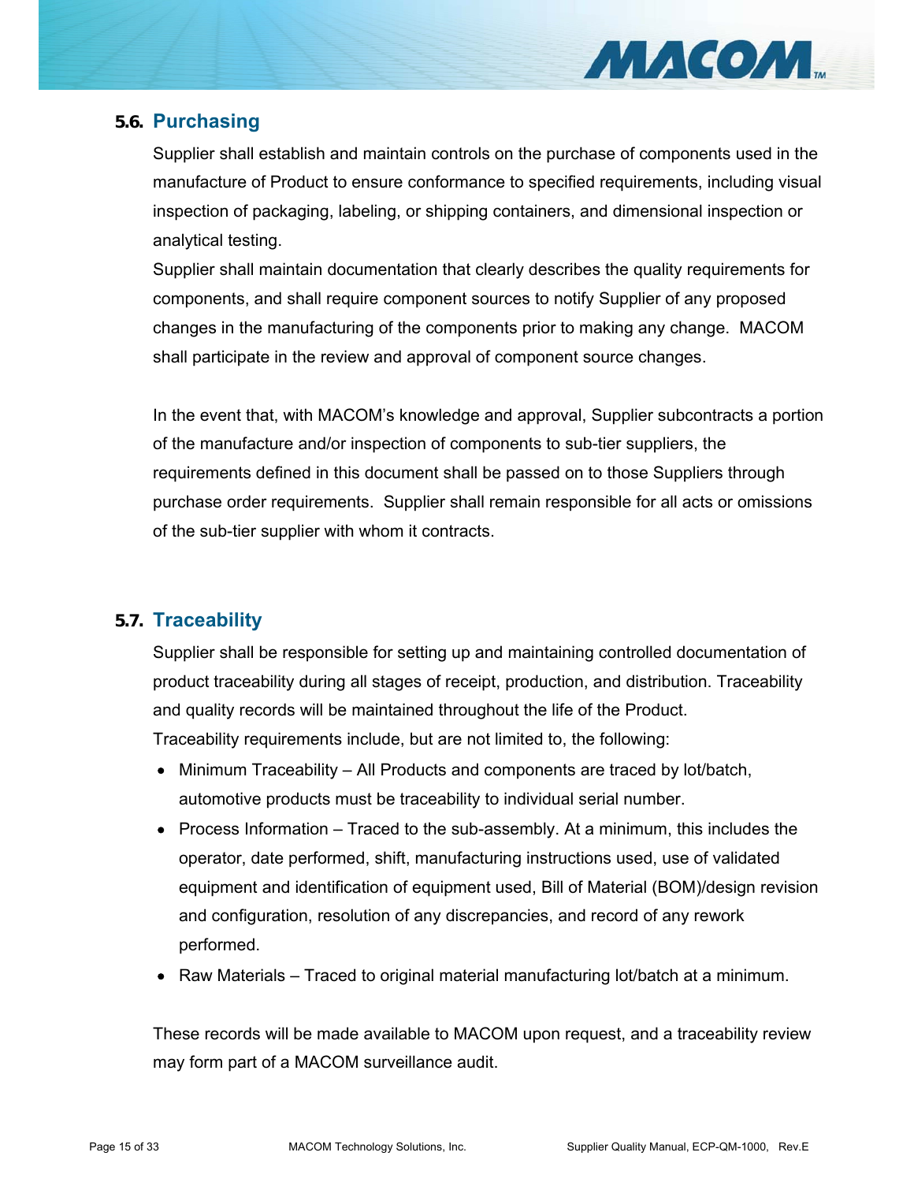## 5.6. Purchasing

Supplier shall establish and maintain controls on the purchase of components used in the manufacture of Product to ensure conformance to specified requirements, including visual inspection of packaging, labeling, or shipping containers, and dimensional inspection or analytical testing.

Supplier shall maintain documentation that clearly describes the quality requirements for components, and shall require component sources to notify Supplier of any proposed changes in the manufacturing of the components prior to making any change. MACOM shall participate in the review and approval of component source changes.

In the event that, with MACOM's knowledge and approval, Supplier subcontracts a portion of the manufacture and/or inspection of components to sub-tier suppliers, the requirements defined in this document shall be passed on to those Suppliers through purchase order requirements. Supplier shall remain responsible for all acts or omissions of the sub-tier supplier with whom it contracts.

## 5.7. Traceability

Supplier shall be responsible for setting up and maintaining controlled documentation of product traceability during all stages of receipt, production, and distribution. Traceability and quality records will be maintained throughout the life of the Product.

Traceability requirements include, but are not limited to, the following:

- Minimum Traceability – All Products and components are traced by lot/batch, automotive products must be traceability to individual serial number.
- Process Information – Traced to the sub-assembly. At a minimum, this includes the operator, date performed, shift, manufacturing instructions used, use of validated equipment and identification of equipment used, Bill of Material (BOM)/design revision and configuration, resolution of any discrepancies, and record of any rework performed.
- Raw Materials – Traced to original material manufacturing lot/batch at a minimum.

These records will be made available to MACOM upon request, and a traceability review may form part of a MACOM surveillance audit.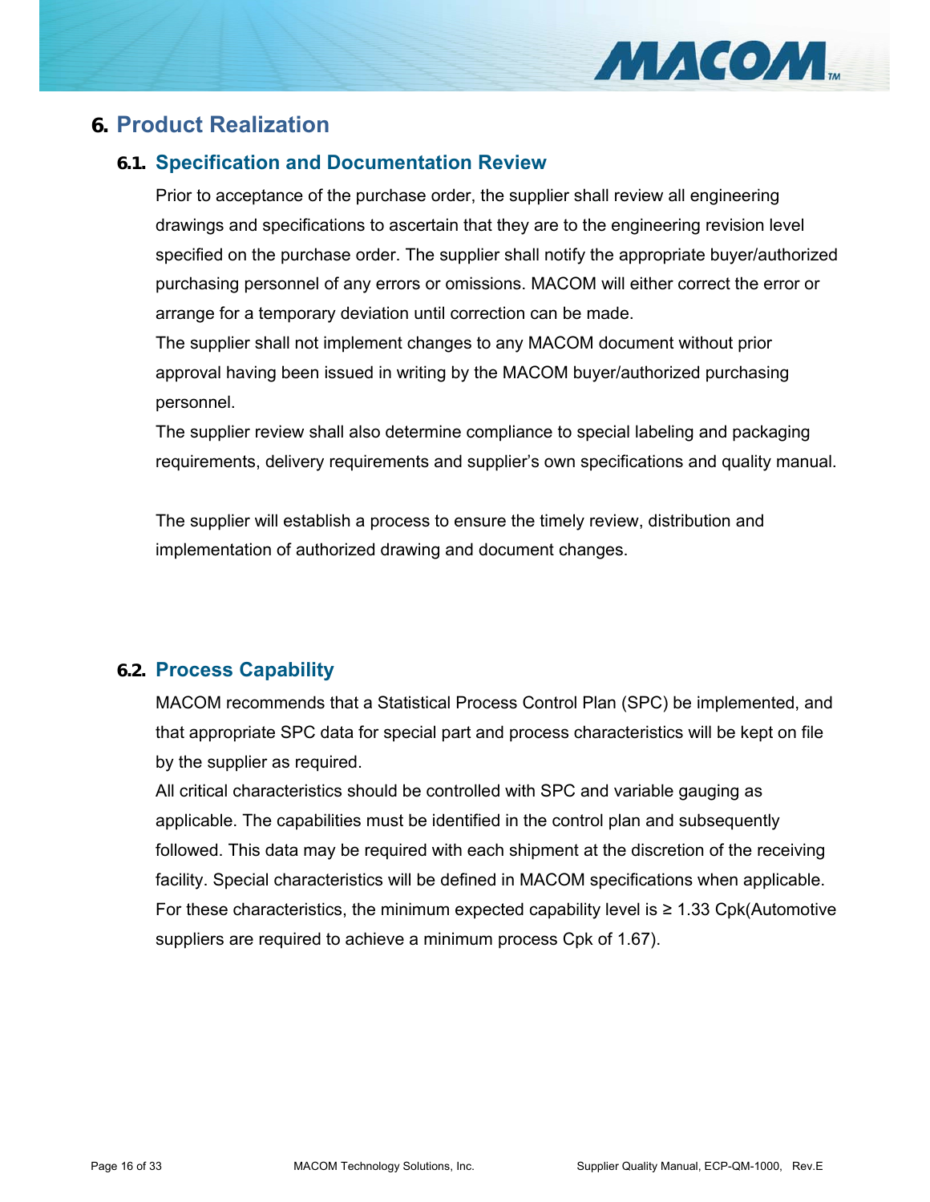# 6. Product Realization

## 6.1. Specification and Documentation Review

Prior to acceptance of the purchase order, the supplier shall review all engineering drawings and specifications to ascertain that they are to the engineering revision level specified on the purchase order. The supplier shall notify the appropriate buyer/authorized purchasing personnel of any errors or omissions. MACOM will either correct the error or arrange for a temporary deviation until correction can be made.

The supplier shall not implement changes to any MACOM document without prior approval having been issued in writing by the MACOM buyer/authorized purchasing personnel.

The supplier review shall also determine compliance to special labeling and packaging requirements, delivery requirements and supplier's own specifications and quality manual.

The supplier will establish a process to ensure the timely review, distribution and implementation of authorized drawing and document changes.

## 6.2. Process Capability

MACOM recommends that a Statistical Process Control Plan (SPC) be implemented, and that appropriate SPC data for special part and process characteristics will be kept on file by the supplier as required.

All critical characteristics should be controlled with SPC and variable gauging as applicable. The capabilities must be identified in the control plan and subsequently followed. This data may be required with each shipment at the discretion of the receiving facility. Special characteristics will be defined in MACOM specifications when applicable. For these characteristics, the minimum expected capability level is ≥ 1.33 Cpk(Automotive suppliers are required to achieve a minimum process Cpk of 1.67).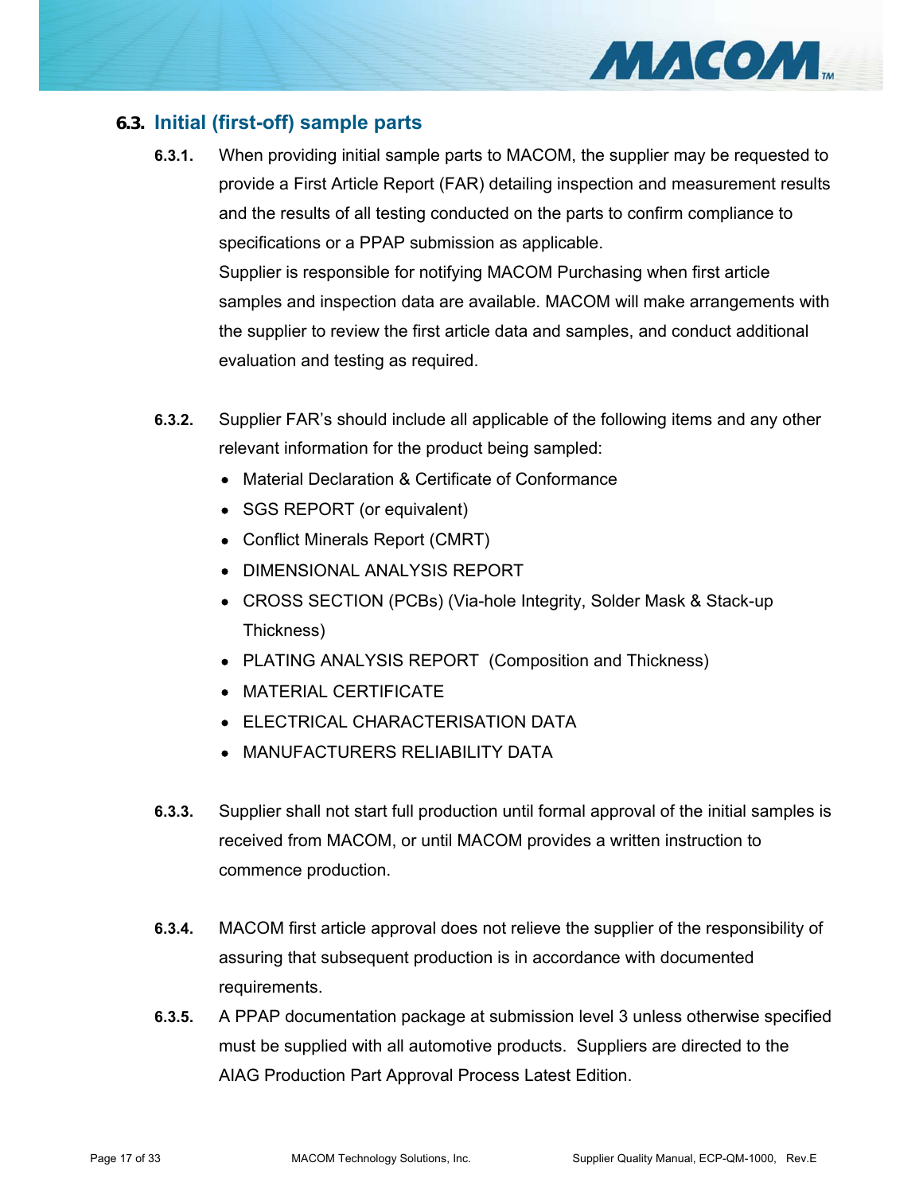## 6.3. Initial (first-off) sample parts

**6.3.1.** When providing initial sample parts to MACOM, the supplier may be requested to provide a First Article Report (FAR) detailing inspection and measurement results and the results of all testing conducted on the parts to confirm compliance to specifications or a PPAP submission as applicable.

Supplier is responsible for notifying MACOM Purchasing when first article samples and inspection data are available. MACOM will make arrangements with the supplier to review the first article data and samples, and conduct additional evaluation and testing as required.

**6.3.2.** Supplier FAR's should include all applicable of the following items and any other relevant information for the product being sampled:

- Material Declaration & Certificate of Conformance
- SGS REPORT (or equivalent)
- Conflict Minerals Report (CMRT)
- DIMENSIONAL ANALYSIS REPORT
- CROSS SECTION (PCBs) (Via-hole Integrity, Solder Mask & Stack-up Thickness)
- PLATING ANALYSIS REPORT (Composition and Thickness)
- MATERIAL CERTIFICATE
- ELECTRICAL CHARACTERISATION DATA
- MANUFACTURERS RELIABILITY DATA

**6.3.3.** Supplier shall not start full production until formal approval of the initial samples is received from MACOM, or until MACOM provides a written instruction to commence production.

**6.3.4.** MACOM first article approval does not relieve the supplier of the responsibility of assuring that subsequent production is in accordance with documented requirements.

**6.3.5.** A PPAP documentation package at submission level 3 unless otherwise specified must be supplied with all automotive products. Suppliers are directed to the AIAG Production Part Approval Process Latest Edition.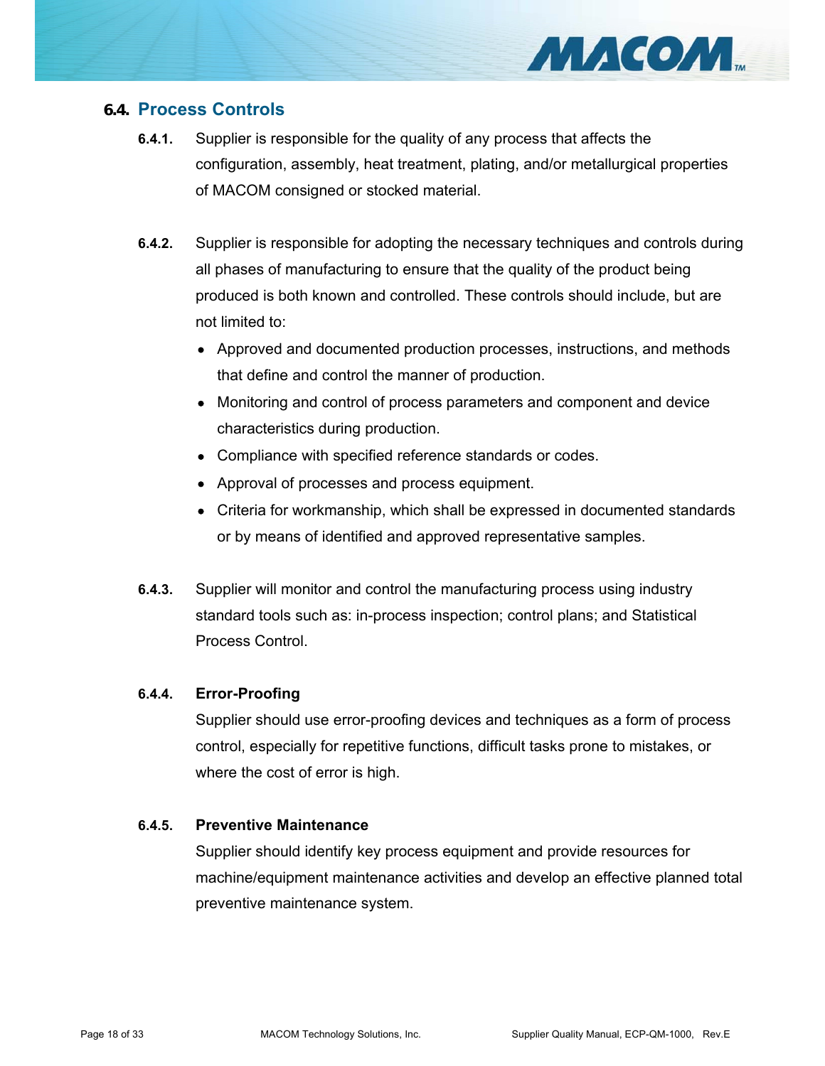## 6.4. Process Controls

**6.4.1.** Supplier is responsible for the quality of any process that affects the configuration, assembly, heat treatment, plating, and/or metallurgical properties of MACOM consigned or stocked material.

**6.4.2.** Supplier is responsible for adopting the necessary techniques and controls during all phases of manufacturing to ensure that the quality of the product being produced is both known and controlled. These controls should include, but are not limited to:

- Approved and documented production processes, instructions, and methods that define and control the manner of production.
- Monitoring and control of process parameters and component and device characteristics during production.
- Compliance with specified reference standards or codes.
- Approval of processes and process equipment.
- Criteria for workmanship, which shall be expressed in documented standards or by means of identified and approved representative samples.

**6.4.3.** Supplier will monitor and control the manufacturing process using industry standard tools such as: in-process inspection; control plans; and Statistical Process Control.

**6.4.4. Error-Proofing**

Supplier should use error-proofing devices and techniques as a form of process control, especially for repetitive functions, difficult tasks prone to mistakes, or where the cost of error is high.

**6.4.5. Preventive Maintenance**

Supplier should identify key process equipment and provide resources for machine/equipment maintenance activities and develop an effective planned total preventive maintenance system.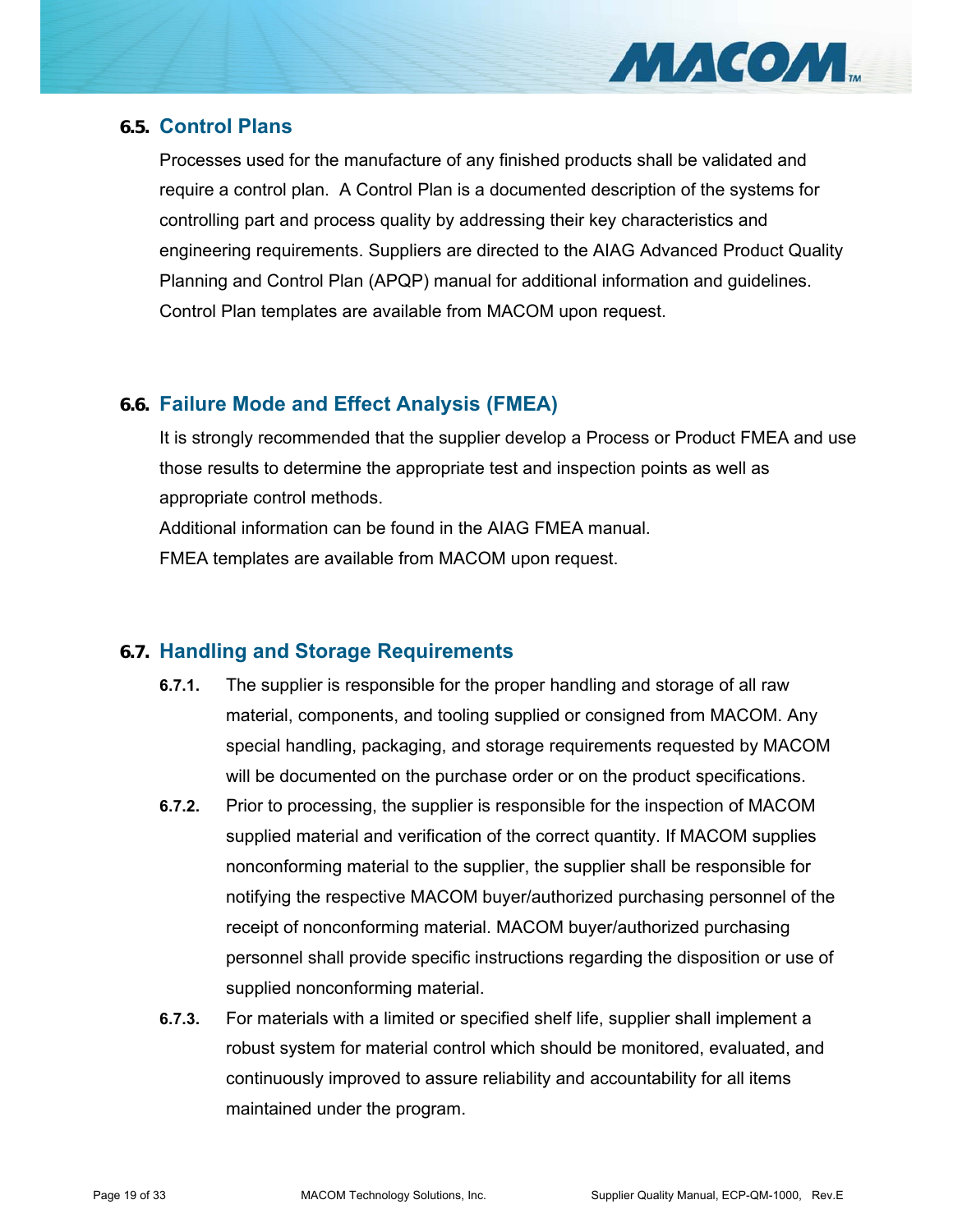## 6.5. Control Plans

Processes used for the manufacture of any finished products shall be validated and require a control plan. A Control Plan is a documented description of the systems for controlling part and process quality by addressing their key characteristics and engineering requirements. Suppliers are directed to the AIAG Advanced Product Quality Planning and Control Plan (APQP) manual for additional information and guidelines. Control Plan templates are available from MACOM upon request.

## 6.6. Failure Mode and Effect Analysis (FMEA)

It is strongly recommended that the supplier develop a Process or Product FMEA and use those results to determine the appropriate test and inspection points as well as appropriate control methods.

Additional information can be found in the AIAG FMEA manual.

FMEA templates are available from MACOM upon request.

## 6.7. Handling and Storage Requirements

**6.7.1.** The supplier is responsible for the proper handling and storage of all raw material, components, and tooling supplied or consigned from MACOM. Any special handling, packaging, and storage requirements requested by MACOM will be documented on the purchase order or on the product specifications.

**6.7.2.** Prior to processing, the supplier is responsible for the inspection of MACOM supplied material and verification of the correct quantity. If MACOM supplies nonconforming material to the supplier, the supplier shall be responsible for notifying the respective MACOM buyer/authorized purchasing personnel of the receipt of nonconforming material. MACOM buyer/authorized purchasing personnel shall provide specific instructions regarding the disposition or use of supplied nonconforming material.

**6.7.3.** For materials with a limited or specified shelf life, supplier shall implement a robust system for material control which should be monitored, evaluated, and continuously improved to assure reliability and accountability for all items maintained under the program.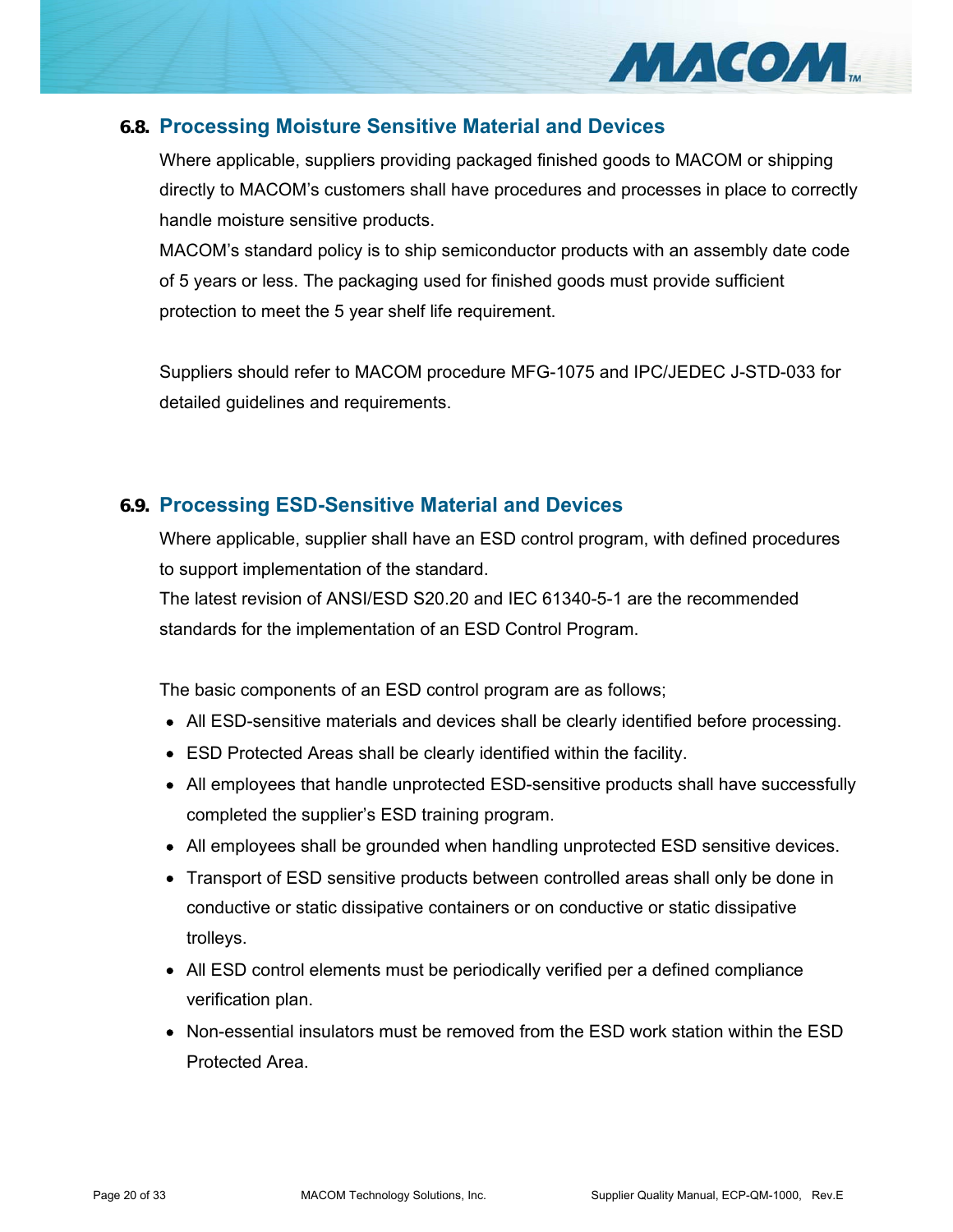## 6.8. Processing Moisture Sensitive Material and Devices

Where applicable, suppliers providing packaged finished goods to MACOM or shipping directly to MACOM's customers shall have procedures and processes in place to correctly handle moisture sensitive products.

MACOM's standard policy is to ship semiconductor products with an assembly date code of 5 years or less. The packaging used for finished goods must provide sufficient protection to meet the 5 year shelf life requirement.

Suppliers should refer to MACOM procedure MFG-1075 and IPC/JEDEC J-STD-033 for detailed guidelines and requirements.

## 6.9. Processing ESD-Sensitive Material and Devices

Where applicable, supplier shall have an ESD control program, with defined procedures to support implementation of the standard.

The latest revision of ANSI/ESD S20.20 and IEC 61340-5-1 are the recommended standards for the implementation of an ESD Control Program.

The basic components of an ESD control program are as follows;

- All ESD-sensitive materials and devices shall be clearly identified before processing.
- ESD Protected Areas shall be clearly identified within the facility.
- All employees that handle unprotected ESD-sensitive products shall have successfully completed the supplier's ESD training program.
- All employees shall be grounded when handling unprotected ESD sensitive devices.
- Transport of ESD sensitive products between controlled areas shall only be done in conductive or static dissipative containers or on conductive or static dissipative trolleys.
- All ESD control elements must be periodically verified per a defined compliance verification plan.
- Non-essential insulators must be removed from the ESD work station within the ESD Protected Area.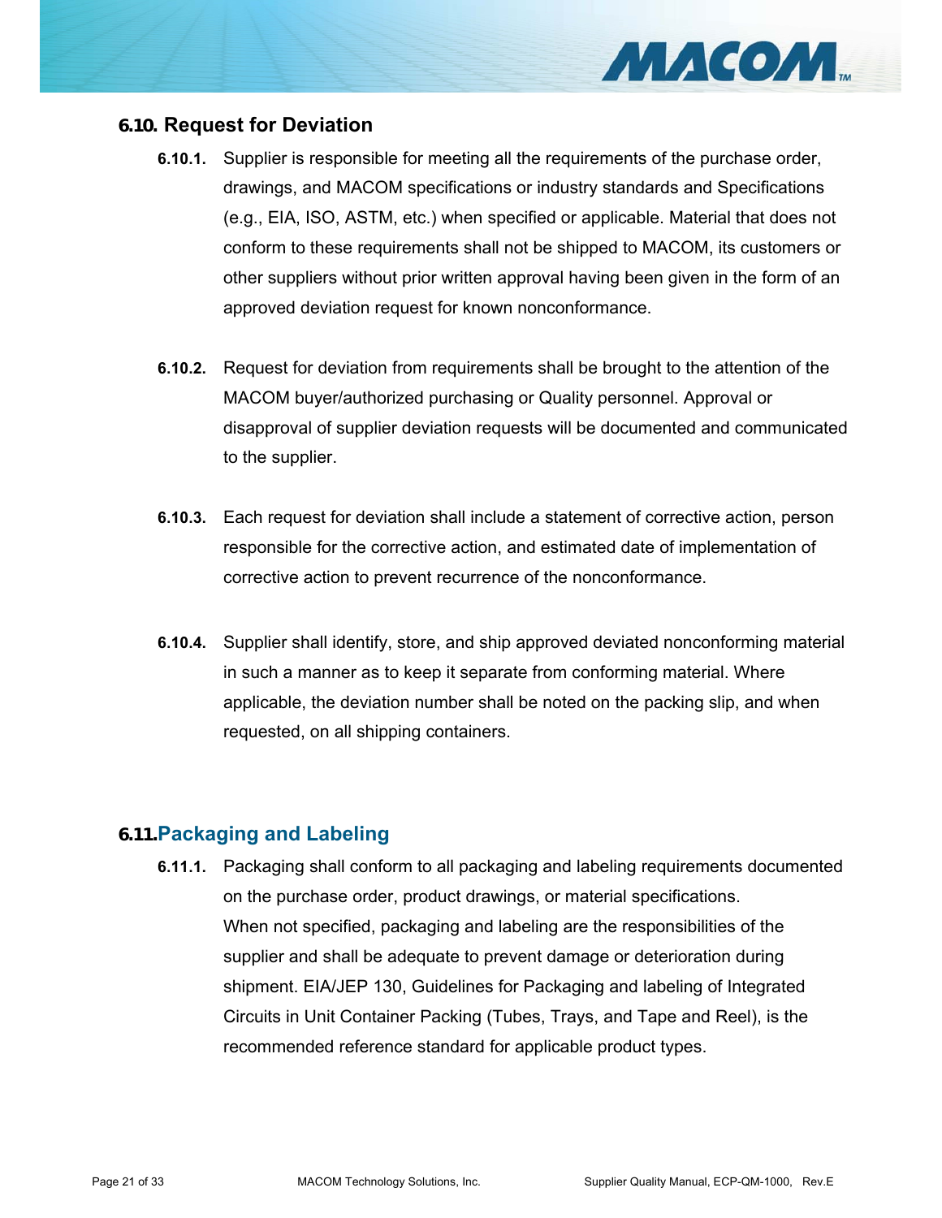## 6.10. Request for Deviation

**6.10.1.** Supplier is responsible for meeting all the requirements of the purchase order, drawings, and MACOM specifications or industry standards and Specifications (e.g., EIA, ISO, ASTM, etc.) when specified or applicable. Material that does not conform to these requirements shall not be shipped to MACOM, its customers or other suppliers without prior written approval having been given in the form of an approved deviation request for known nonconformance.

**6.10.2.** Request for deviation from requirements shall be brought to the attention of the MACOM buyer/authorized purchasing or Quality personnel. Approval or disapproval of supplier deviation requests will be documented and communicated to the supplier.

**6.10.3.** Each request for deviation shall include a statement of corrective action, person responsible for the corrective action, and estimated date of implementation of corrective action to prevent recurrence of the nonconformance.

**6.10.4.** Supplier shall identify, store, and ship approved deviated nonconforming material in such a manner as to keep it separate from conforming material. Where applicable, the deviation number shall be noted on the packing slip, and when requested, on all shipping containers.

## 6.11. Packaging and Labeling

**6.11.1.** Packaging shall conform to all packaging and labeling requirements documented on the purchase order, product drawings, or material specifications. When not specified, packaging and labeling are the responsibilities of the supplier and shall be adequate to prevent damage or deterioration during shipment. EIA/JEP 130, Guidelines for Packaging and labeling of Integrated Circuits in Unit Container Packing (Tubes, Trays, and Tape and Reel), is the recommended reference standard for applicable product types.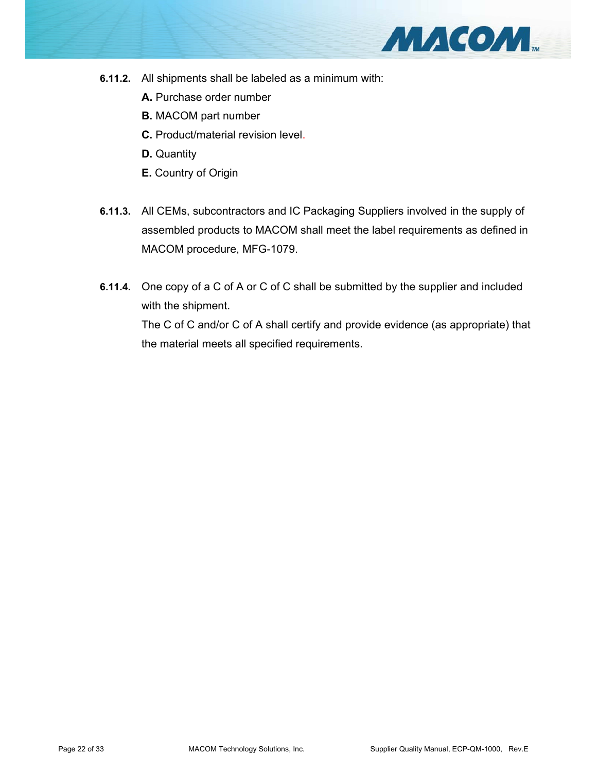**6.11.2.** All shipments shall be labeled as a minimum with:

**A.** Purchase order number

**B.** MACOM part number

**C.** Product/material revision level.

**D.** Quantity

**E.** Country of Origin

**6.11.3.** All CEMs, subcontractors and IC Packaging Suppliers involved in the supply of assembled products to MACOM shall meet the label requirements as defined in MACOM procedure, MFG-1079.

**6.11.4.** One copy of a C of A or C of C shall be submitted by the supplier and included with the shipment.

The C of C and/or C of A shall certify and provide evidence (as appropriate) that the material meets all specified requirements.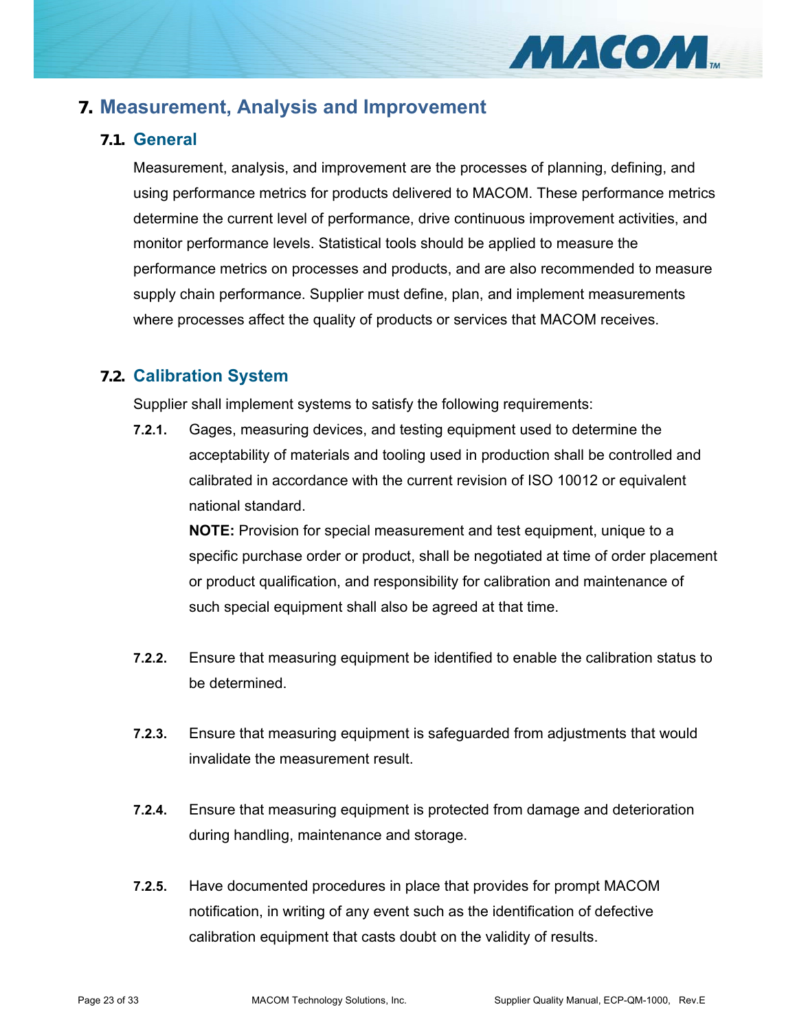# 7. Measurement, Analysis and Improvement

## 7.1. General

Measurement, analysis, and improvement are the processes of planning, defining, and using performance metrics for products delivered to MACOM. These performance metrics determine the current level of performance, drive continuous improvement activities, and monitor performance levels. Statistical tools should be applied to measure the performance metrics on processes and products, and are also recommended to measure supply chain performance. Supplier must define, plan, and implement measurements where processes affect the quality of products or services that MACOM receives.

## 7.2. Calibration System

Supplier shall implement systems to satisfy the following requirements:

**7.2.1.** Gages, measuring devices, and testing equipment used to determine the acceptability of materials and tooling used in production shall be controlled and calibrated in accordance with the current revision of ISO 10012 or equivalent national standard.

**NOTE:** Provision for special measurement and test equipment, unique to a specific purchase order or product, shall be negotiated at time of order placement or product qualification, and responsibility for calibration and maintenance of such special equipment shall also be agreed at that time.

**7.2.2.** Ensure that measuring equipment be identified to enable the calibration status to be determined.

**7.2.3.** Ensure that measuring equipment is safeguarded from adjustments that would invalidate the measurement result.

**7.2.4.** Ensure that measuring equipment is protected from damage and deterioration during handling, maintenance and storage.

**7.2.5.** Have documented procedures in place that provides for prompt MACOM notification, in writing of any event such as the identification of defective calibration equipment that casts doubt on the validity of results.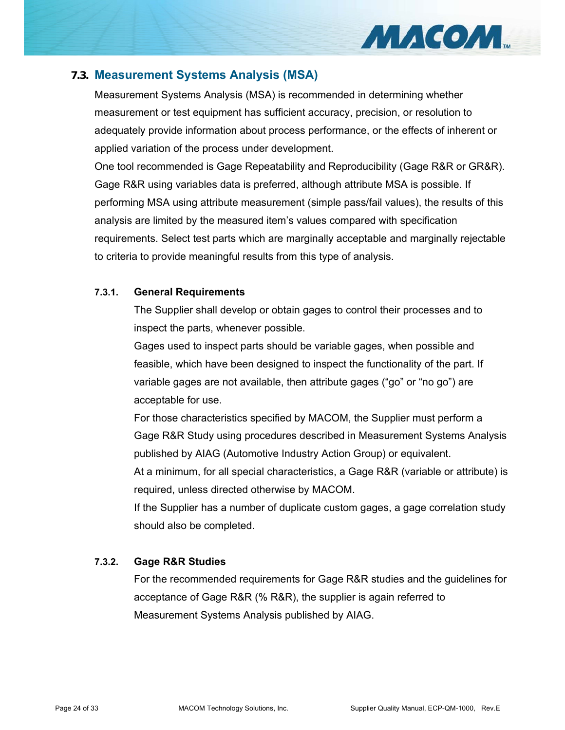## 7.3. Measurement Systems Analysis (MSA)

Measurement Systems Analysis (MSA) is recommended in determining whether measurement or test equipment has sufficient accuracy, precision, or resolution to adequately provide information about process performance, or the effects of inherent or applied variation of the process under development.

One tool recommended is Gage Repeatability and Reproducibility (Gage R&R or GR&R). Gage R&R using variables data is preferred, although attribute MSA is possible. If performing MSA using attribute measurement (simple pass/fail values), the results of this analysis are limited by the measured item's values compared with specification requirements. Select test parts which are marginally acceptable and marginally rejectable to criteria to provide meaningful results from this type of analysis.

### 7.3.1. General Requirements

The Supplier shall develop or obtain gages to control their processes and to inspect the parts, whenever possible.

Gages used to inspect parts should be variable gages, when possible and feasible, which have been designed to inspect the functionality of the part. If variable gages are not available, then attribute gages ("go" or "no go") are acceptable for use.

For those characteristics specified by MACOM, the Supplier must perform a Gage R&R Study using procedures described in Measurement Systems Analysis published by AIAG (Automotive Industry Action Group) or equivalent.

At a minimum, for all special characteristics, a Gage R&R (variable or attribute) is required, unless directed otherwise by MACOM.

If the Supplier has a number of duplicate custom gages, a gage correlation study should also be completed.

### 7.3.2. Gage R&R Studies

For the recommended requirements for Gage R&R studies and the guidelines for acceptance of Gage R&R (% R&R), the supplier is again referred to Measurement Systems Analysis published by AIAG.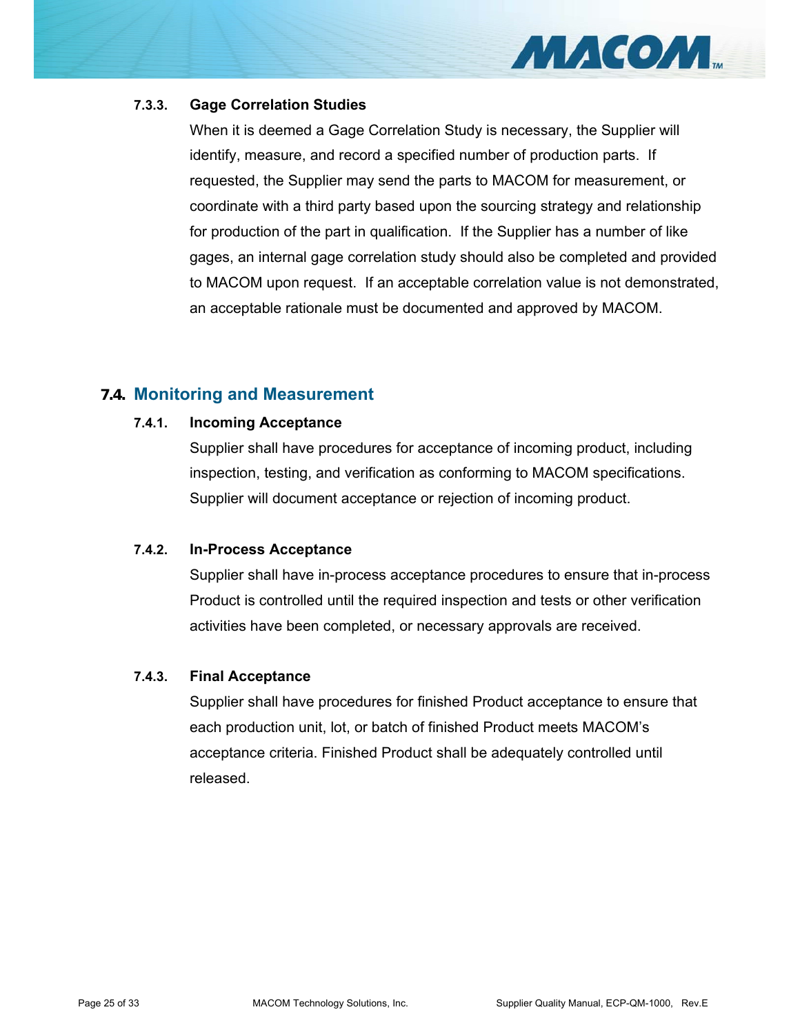#### 7.3.3. Gage Correlation Studies

When it is deemed a Gage Correlation Study is necessary, the Supplier will identify, measure, and record a specified number of production parts. If requested, the Supplier may send the parts to MACOM for measurement, or coordinate with a third party based upon the sourcing strategy and relationship for production of the part in qualification. If the Supplier has a number of like gages, an internal gage correlation study should also be completed and provided to MACOM upon request. If an acceptable correlation value is not demonstrated, an acceptable rationale must be documented and approved by MACOM.

### 7.4. Monitoring and Measurement

#### 7.4.1. Incoming Acceptance

Supplier shall have procedures for acceptance of incoming product, including inspection, testing, and verification as conforming to MACOM specifications. Supplier will document acceptance or rejection of incoming product.

#### 7.4.2. In-Process Acceptance

Supplier shall have in-process acceptance procedures to ensure that in-process Product is controlled until the required inspection and tests or other verification activities have been completed, or necessary approvals are received.

#### 7.4.3. Final Acceptance

Supplier shall have procedures for finished Product acceptance to ensure that each production unit, lot, or batch of finished Product meets MACOM's acceptance criteria. Finished Product shall be adequately controlled until released.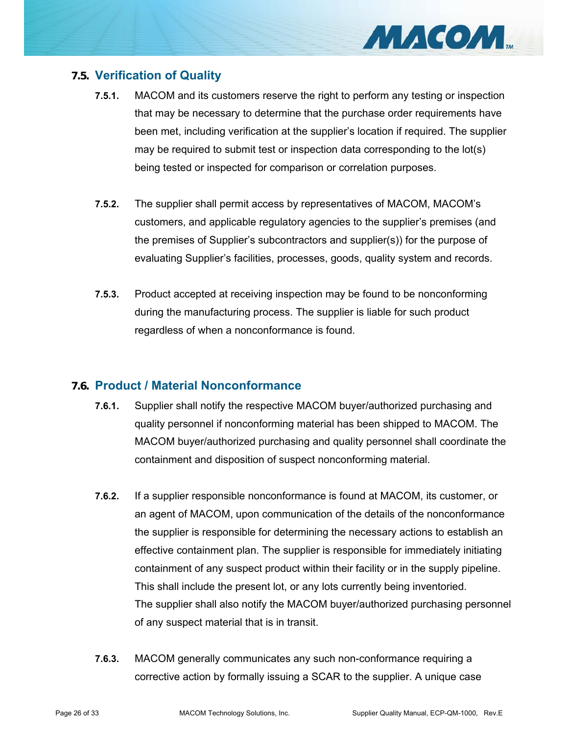## 7.5. Verification of Quality

**7.5.1.** MACOM and its customers reserve the right to perform any testing or inspection that may be necessary to determine that the purchase order requirements have been met, including verification at the supplier's location if required. The supplier may be required to submit test or inspection data corresponding to the lot(s) being tested or inspected for comparison or correlation purposes.

**7.5.2.** The supplier shall permit access by representatives of MACOM, MACOM's customers, and applicable regulatory agencies to the supplier's premises (and the premises of Supplier's subcontractors and supplier(s)) for the purpose of evaluating Supplier's facilities, processes, goods, quality system and records.

**7.5.3.** Product accepted at receiving inspection may be found to be nonconforming during the manufacturing process. The supplier is liable for such product regardless of when a nonconformance is found.

## 7.6. Product / Material Nonconformance

**7.6.1.** Supplier shall notify the respective MACOM buyer/authorized purchasing and quality personnel if nonconforming material has been shipped to MACOM. The MACOM buyer/authorized purchasing and quality personnel shall coordinate the containment and disposition of suspect nonconforming material.

**7.6.2.** If a supplier responsible nonconformance is found at MACOM, its customer, or an agent of MACOM, upon communication of the details of the nonconformance the supplier is responsible for determining the necessary actions to establish an effective containment plan. The supplier is responsible for immediately initiating containment of any suspect product within their facility or in the supply pipeline. This shall include the present lot, or any lots currently being inventoried. The supplier shall also notify the MACOM buyer/authorized purchasing personnel of any suspect material that is in transit.

**7.6.3.** MACOM generally communicates any such non-conformance requiring a corrective action by formally issuing a SCAR to the supplier. A unique case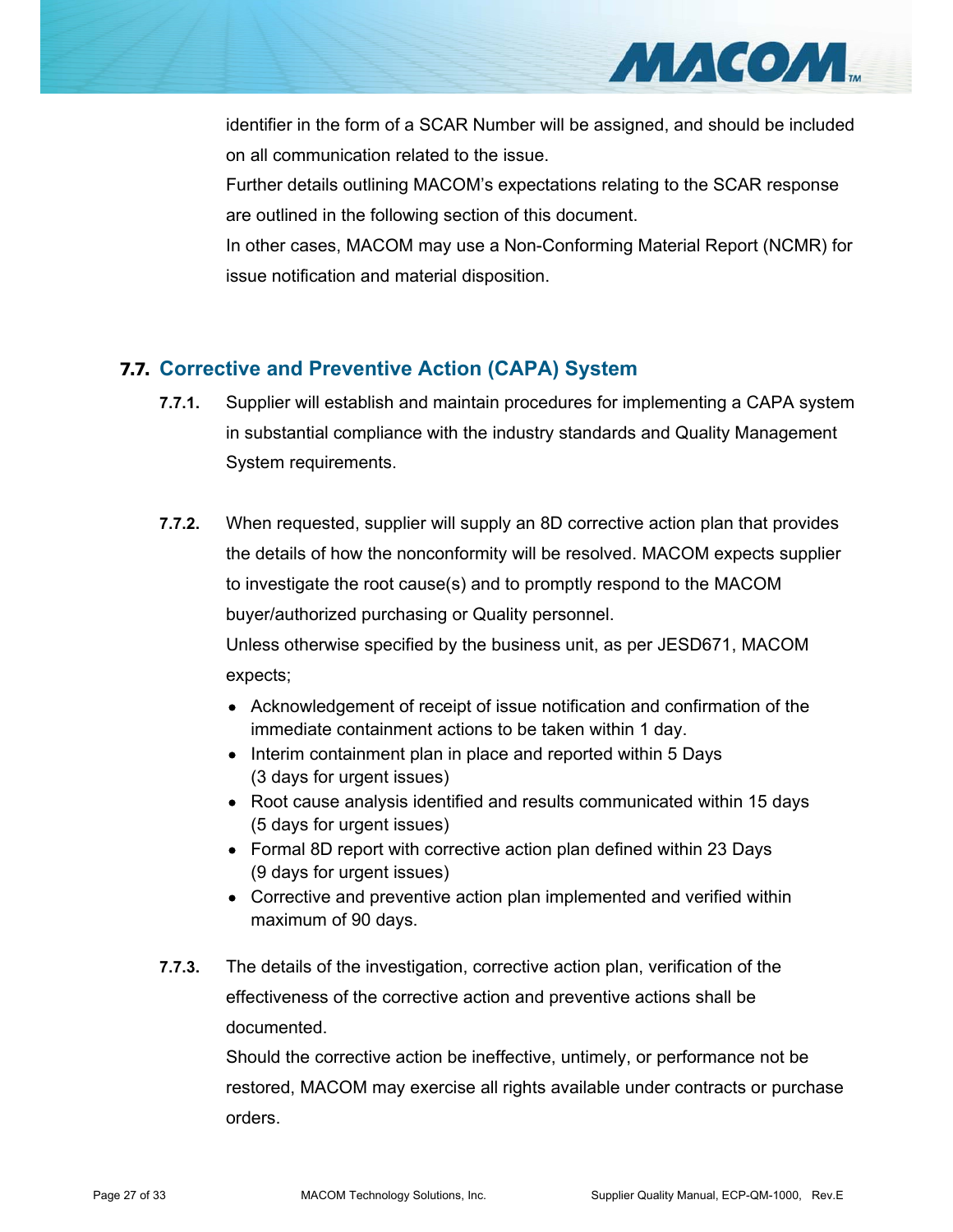identifier in the form of a SCAR Number will be assigned, and should be included on all communication related to the issue.

Further details outlining MACOM's expectations relating to the SCAR response are outlined in the following section of this document.

In other cases, MACOM may use a Non-Conforming Material Report (NCMR) for issue notification and material disposition.

## 7.7. Corrective and Preventive Action (CAPA) System

**7.7.1.** Supplier will establish and maintain procedures for implementing a CAPA system in substantial compliance with the industry standards and Quality Management System requirements.

**7.7.2.** When requested, supplier will supply an 8D corrective action plan that provides the details of how the nonconformity will be resolved. MACOM expects supplier to investigate the root cause(s) and to promptly respond to the MACOM buyer/authorized purchasing or Quality personnel.

Unless otherwise specified by the business unit, as per JESD671, MACOM expects;

- Acknowledgement of receipt of issue notification and confirmation of the immediate containment actions to be taken within 1 day.
- Interim containment plan in place and reported within 5 Days (3 days for urgent issues)
- Root cause analysis identified and results communicated within 15 days (5 days for urgent issues)
- Formal 8D report with corrective action plan defined within 23 Days (9 days for urgent issues)
- Corrective and preventive action plan implemented and verified within maximum of 90 days.

**7.7.3.** The details of the investigation, corrective action plan, verification of the effectiveness of the corrective action and preventive actions shall be documented.

Should the corrective action be ineffective, untimely, or performance not be restored, MACOM may exercise all rights available under contracts or purchase orders.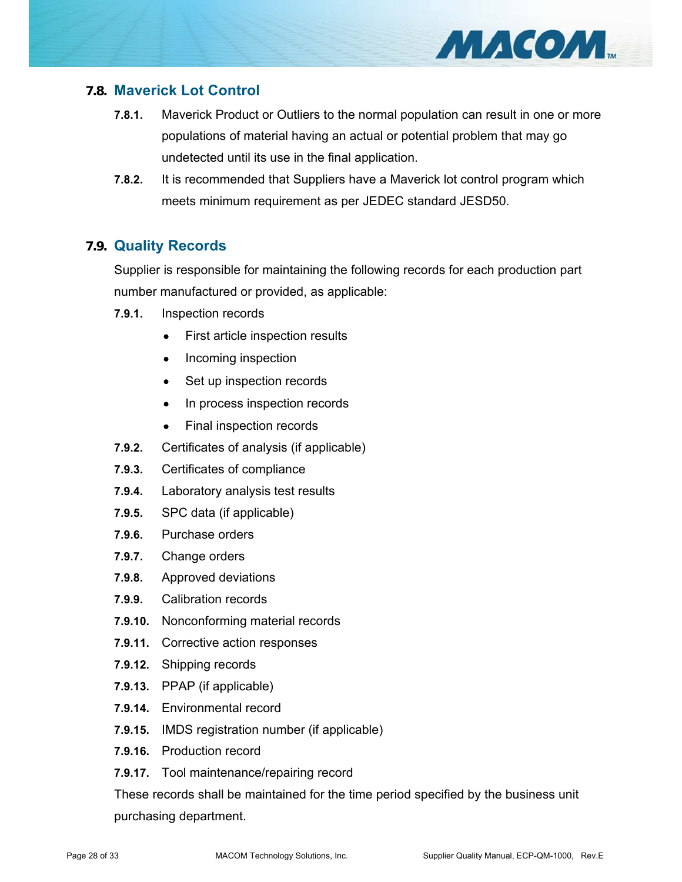## 7.8. Maverick Lot Control

**7.8.1.** Maverick Product or Outliers to the normal population can result in one or more populations of material having an actual or potential problem that may go undetected until its use in the final application.

**7.8.2.** It is recommended that Suppliers have a Maverick lot control program which meets minimum requirement as per JEDEC standard JESD50.

## 7.9. Quality Records

Supplier is responsible for maintaining the following records for each production part number manufactured or provided, as applicable:

**7.9.1.** Inspection records

- First article inspection results
- Incoming inspection
- Set up inspection records
- In process inspection records
- Final inspection records

**7.9.2.** Certificates of analysis (if applicable)

**7.9.3.** Certificates of compliance

**7.9.4.** Laboratory analysis test results

**7.9.5.** SPC data (if applicable)

**7.9.6.** Purchase orders

**7.9.7.** Change orders

**7.9.8.** Approved deviations

**7.9.9.** Calibration records

**7.9.10.** Nonconforming material records

**7.9.11.** Corrective action responses

**7.9.12.** Shipping records

**7.9.13.** PPAP (if applicable)

**7.9.14.** Environmental record

**7.9.15.** IMDS registration number (if applicable)

**7.9.16.** Production record

**7.9.17.** Tool maintenance/repairing record

These records shall be maintained for the time period specified by the business unit purchasing department.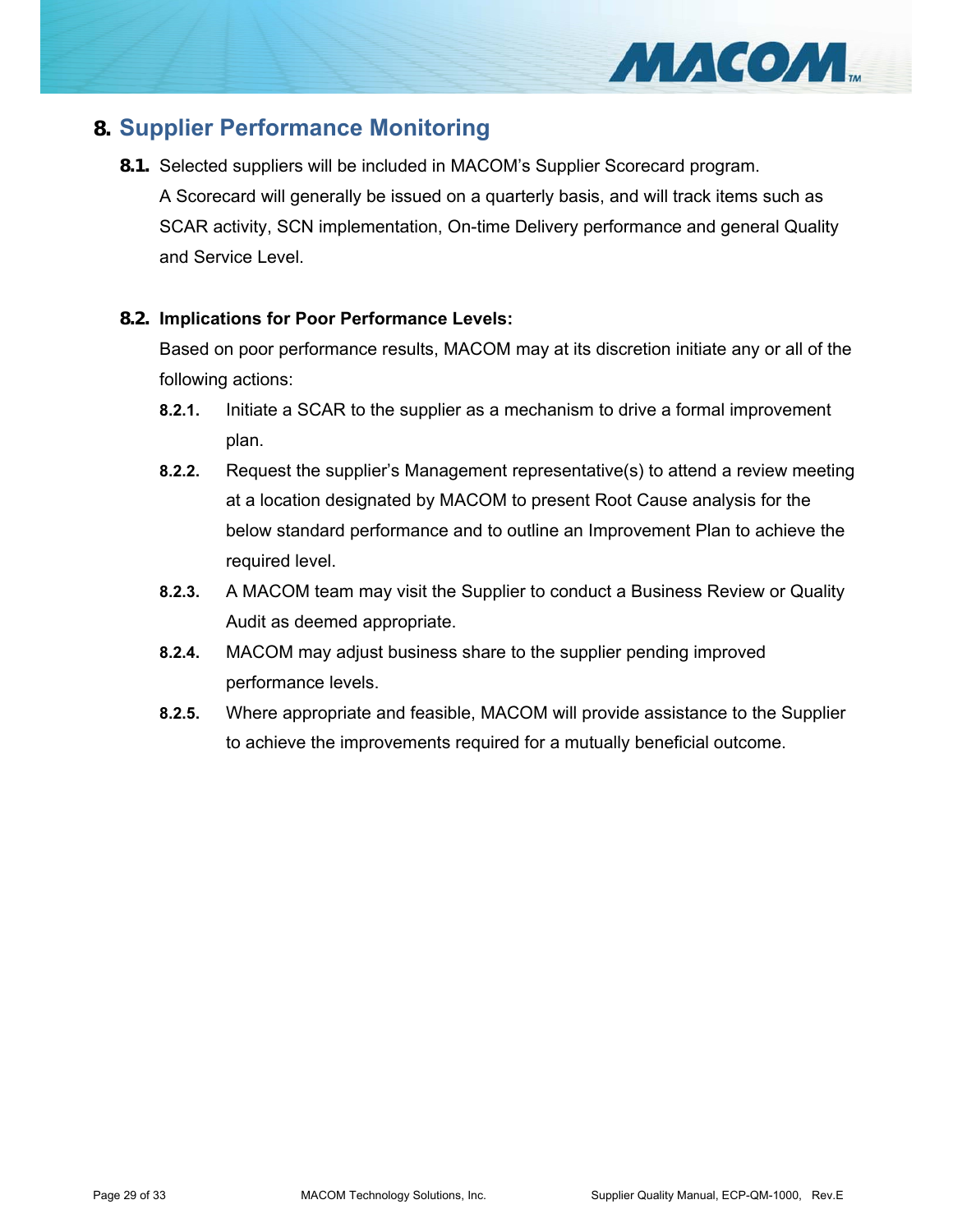# 8. Supplier Performance Monitoring

**8.1.** Selected suppliers will be included in MACOM's Supplier Scorecard program.
A Scorecard will generally be issued on a quarterly basis, and will track items such as SCAR activity, SCN implementation, On-time Delivery performance and general Quality and Service Level.

**8.2. Implications for Poor Performance Levels:**
Based on poor performance results, MACOM may at its discretion initiate any or all of the following actions:

**8.2.1.** Initiate a SCAR to the supplier as a mechanism to drive a formal improvement plan.

**8.2.2.** Request the supplier's Management representative(s) to attend a review meeting at a location designated by MACOM to present Root Cause analysis for the below standard performance and to outline an Improvement Plan to achieve the required level.

**8.2.3.** A MACOM team may visit the Supplier to conduct a Business Review or Quality Audit as deemed appropriate.

**8.2.4.** MACOM may adjust business share to the supplier pending improved performance levels.

**8.2.5.** Where appropriate and feasible, MACOM will provide assistance to the Supplier to achieve the improvements required for a mutually beneficial outcome.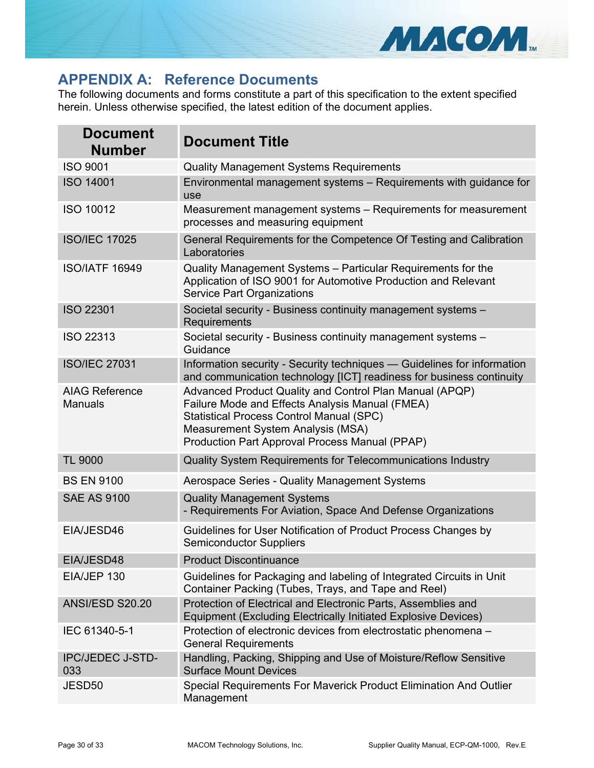# APPENDIX A: Reference Documents

The following documents and forms constitute a part of this specification to the extent specified herein. Unless otherwise specified, the latest edition of the document applies.

| Document Number | Document Title |
|---|---|
| ISO 9001 | Quality Management Systems Requirements |
| ISO 14001 | Environmental management systems – Requirements with guidance for use |
| ISO 10012 | Measurement management systems – Requirements for measurement processes and measuring equipment |
| ISO/IEC 17025 | General Requirements for the Competence Of Testing and Calibration Laboratories |
| ISO/IATF 16949 | Quality Management Systems – Particular Requirements for the Application of ISO 9001 for Automotive Production and Relevant Service Part Organizations |
| ISO 22301 | Societal security - Business continuity management systems – Requirements |
| ISO 22313 | Societal security - Business continuity management systems – Guidance |
| ISO/IEC 27031 | Information security - Security techniques — Guidelines for information and communication technology [ICT] readiness for business continuity |
| AIAG Reference Manuals | Advanced Product Quality and Control Plan Manual (APQP)<br>Failure Mode and Effects Analysis Manual (FMEA)<br>Statistical Process Control Manual (SPC)<br>Measurement System Analysis (MSA)<br>Production Part Approval Process Manual (PPAP) |
| TL 9000 | Quality System Requirements for Telecommunications Industry |
| BS EN 9100 | Aerospace Series - Quality Management Systems |
| SAE AS 9100 | Quality Management Systems<br>- Requirements For Aviation, Space And Defense Organizations |
| EIA/JESD46 | Guidelines for User Notification of Product Process Changes by Semiconductor Suppliers |
| EIA/JESD48 | Product Discontinuance |
| EIA/JEP 130 | Guidelines for Packaging and labeling of Integrated Circuits in Unit Container Packing (Tubes, Trays, and Tape and Reel) |
| ANSI/ESD S20.20 | Protection of Electrical and Electronic Parts, Assemblies and Equipment (Excluding Electrically Initiated Explosive Devices) |
| IEC 61340-5-1 | Protection of electronic devices from electrostatic phenomena – General Requirements |
| IPC/JEDEC J-STD-033 | Handling, Packing, Shipping and Use of Moisture/Reflow Sensitive Surface Mount Devices |
| JESD50 | Special Requirements For Maverick Product Elimination And Outlier Management |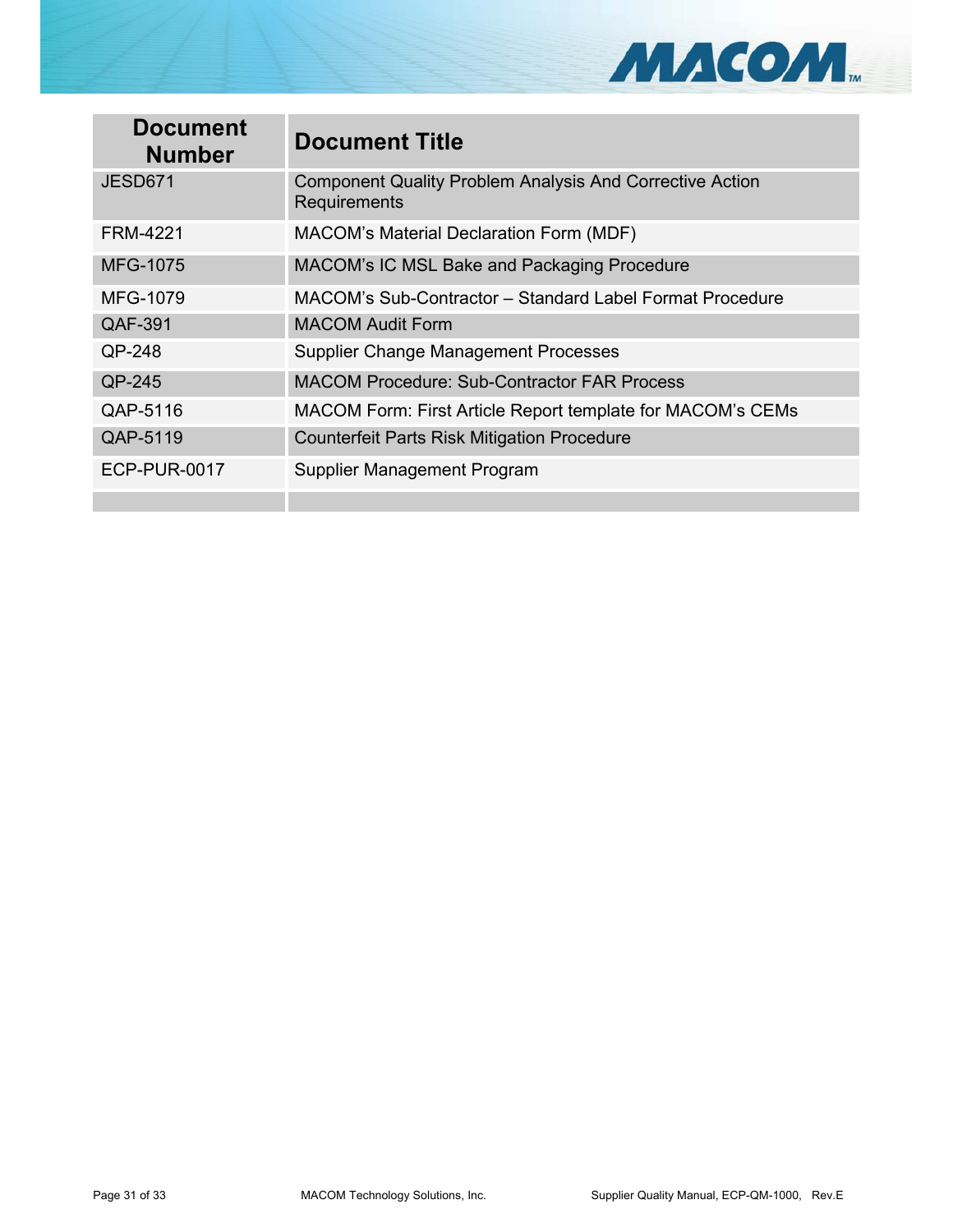| Document Number | Document Title |
|---|---|
| JESD671 | Component Quality Problem Analysis And Corrective Action Requirements |
| FRM-4221 | MACOM’s Material Declaration Form (MDF) |
| MFG-1075 | MACOM’s IC MSL Bake and Packaging Procedure |
| MFG-1079 | MACOM’s Sub-Contractor – Standard Label Format Procedure |
| QAF-391 | MACOM Audit Form |
| QP-248 | Supplier Change Management Processes |
| QP-245 | MACOM Procedure: Sub-Contractor FAR Process |
| QAP-5116 | MACOM Form: First Article Report template for MACOM’s CEMs |
| QAP-5119 | Counterfeit Parts Risk Mitigation Procedure |
| ECP-PUR-0017 | Supplier Management Program |
| | |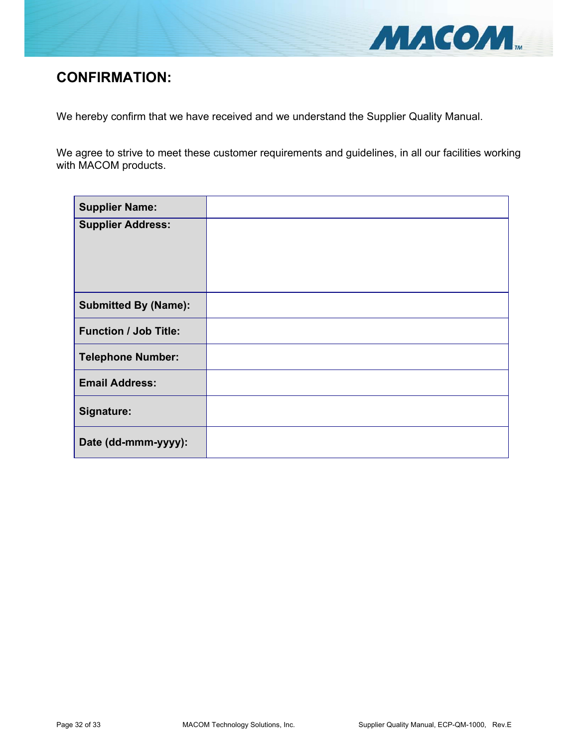## CONFIRMATION:

We hereby confirm that we have received and we understand the Supplier Quality Manual.

We agree to strive to meet these customer requirements and guidelines, in all our facilities working with MACOM products.

| | |
|---|---|
| **Supplier Name:** | |
| **Supplier Address:** | |
| **Submitted By (Name):** | |
| **Function / Job Title:** | |
| **Telephone Number:** | |
| **Email Address:** | |
| **Signature:** | |
| **Date (dd-mmm-yyyy):** | |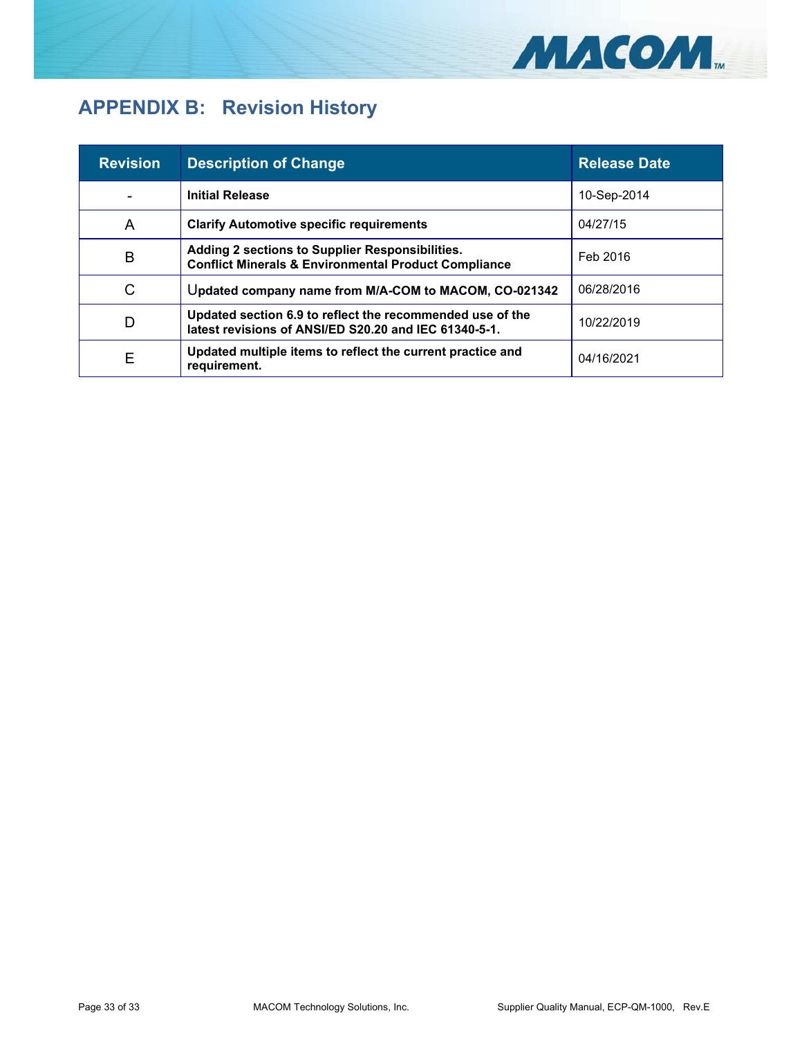# APPENDIX B: Revision History

| Revision | Description of Change | Release Date |
|---|---|---|
| - | **Initial Release** | 10-Sep-2014 |
| A | **Clarify Automotive specific requirements** | 04/27/15 |
| B | **Adding 2 sections to Supplier Responsibilities. Conflict Minerals & Environmental Product Compliance** | Feb 2016 |
| C | **Updated company name from M/A-COM to MACOM, CO-021342** | 06/28/2016 |
| D | **Updated section 6.9 to reflect the recommended use of the latest revisions of ANSI/ED S20.20 and IEC 61340-5-1.** | 10/22/2019 |
| E | **Updated multiple items to reflect the current practice and requirement.** | 04/16/2021 |